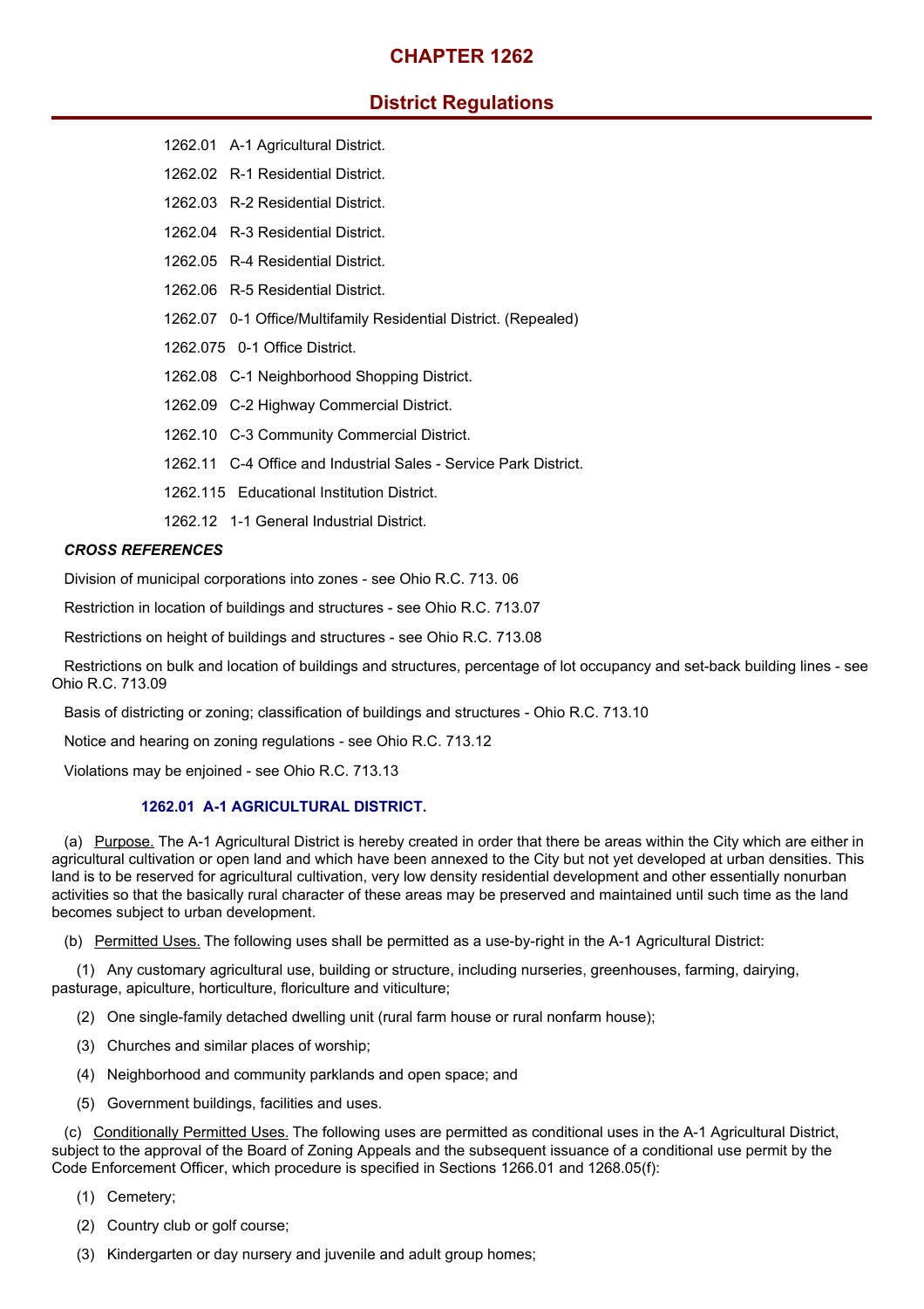# CHAPTER 1262

## District Regulations

1262.01 A-1 Agricultural District.

1262.02 R-1 Residential District.

1262.03 R-2 Residential District.

1262.04 R-3 Residential District.

1262.05 R-4 Residential District.

1262.06 R-5 Residential District.

1262.07 0-1 Office/Multifamily Residential District. (Repealed)

1262.075 0-1 Office District.

1262.08 C-1 Neighborhood Shopping District.

1262.09 C-2 Highway Commercial District.

1262.10 C-3 Community Commercial District.

1262.11 C-4 Office and Industrial Sales - Service Park District.

1262.115 Educational Institution District.

1262.12 1-1 General Industrial District.

***CROSS REFERENCES***

Division of municipal corporations into zones - see Ohio R.C. 713. 06

Restriction in location of buildings and structures - see Ohio R.C. 713.07

Restrictions on height of buildings and structures - see Ohio R.C. 713.08

Restrictions on bulk and location of buildings and structures, percentage of lot occupancy and set-back building lines - see Ohio R.C. 713.09

Basis of districting or zoning; classification of buildings and structures - Ohio R.C. 713.10

Notice and hearing on zoning regulations - see Ohio R.C. 713.12

Violations may be enjoined - see Ohio R.C. 713.13

### 1262.01 A-1 AGRICULTURAL DISTRICT.

(a) Purpose. The A-1 Agricultural District is hereby created in order that there be areas within the City which are either in agricultural cultivation or open land and which have been annexed to the City but not yet developed at urban densities. This land is to be reserved for agricultural cultivation, very low density residential development and other essentially nonurban activities so that the basically rural character of these areas may be preserved and maintained until such time as the land becomes subject to urban development.

(b) Permitted Uses. The following uses shall be permitted as a use-by-right in the A-1 Agricultural District:

(1) Any customary agricultural use, building or structure, including nurseries, greenhouses, farming, dairying, pasturage, apiculture, horticulture, floriculture and viticulture;

(2) One single-family detached dwelling unit (rural farm house or rural nonfarm house);

(3) Churches and similar places of worship;

(4) Neighborhood and community parklands and open space; and

(5) Government buildings, facilities and uses.

(c) Conditionally Permitted Uses. The following uses are permitted as conditional uses in the A-1 Agricultural District, subject to the approval of the Board of Zoning Appeals and the subsequent issuance of a conditional use permit by the Code Enforcement Officer, which procedure is specified in Sections 1266.01 and 1268.05(f):

(1) Cemetery;

(2) Country club or golf course;

(3) Kindergarten or day nursery and juvenile and adult group homes;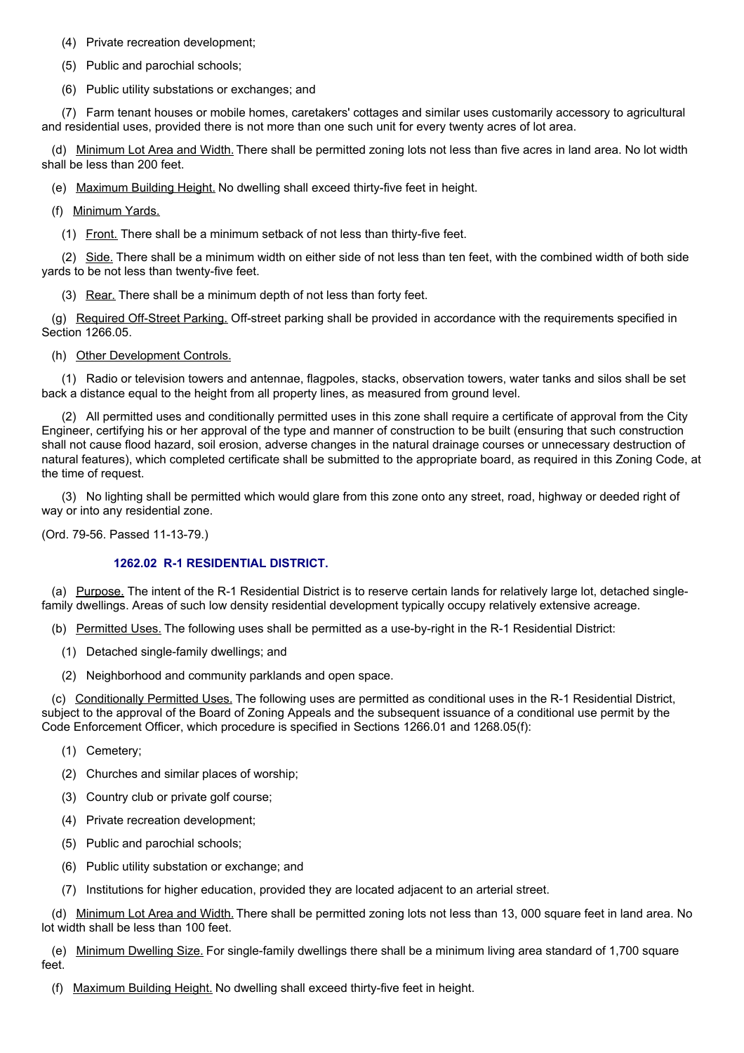(4) Private recreation development;

(5) Public and parochial schools;

(6) Public utility substations or exchanges; and

(7) Farm tenant houses or mobile homes, caretakers' cottages and similar uses customarily accessory to agricultural and residential uses, provided there is not more than one such unit for every twenty acres of lot area.

(d) Minimum Lot Area and Width. There shall be permitted zoning lots not less than five acres in land area. No lot width shall be less than 200 feet.

(e) Maximum Building Height. No dwelling shall exceed thirty-five feet in height.

(f) Minimum Yards.

(1) Front. There shall be a minimum setback of not less than thirty-five feet.

(2) Side. There shall be a minimum width on either side of not less than ten feet, with the combined width of both side yards to be not less than twenty-five feet.

(3) Rear. There shall be a minimum depth of not less than forty feet.

(g) Required Off-Street Parking. Off-street parking shall be provided in accordance with the requirements specified in Section 1266.05.

(h) Other Development Controls.

(1) Radio or television towers and antennae, flagpoles, stacks, observation towers, water tanks and silos shall be set back a distance equal to the height from all property lines, as measured from ground level.

(2) All permitted uses and conditionally permitted uses in this zone shall require a certificate of approval from the City Engineer, certifying his or her approval of the type and manner of construction to be built (ensuring that such construction shall not cause flood hazard, soil erosion, adverse changes in the natural drainage courses or unnecessary destruction of natural features), which completed certificate shall be submitted to the appropriate board, as required in this Zoning Code, at the time of request.

(3) No lighting shall be permitted which would glare from this zone onto any street, road, highway or deeded right of way or into any residential zone.

(Ord. 79-56. Passed 11-13-79.)

### 1262.02 R-1 RESIDENTIAL DISTRICT.

(a) Purpose. The intent of the R-1 Residential District is to reserve certain lands for relatively large lot, detached single-family dwellings. Areas of such low density residential development typically occupy relatively extensive acreage.

(b) Permitted Uses. The following uses shall be permitted as a use-by-right in the R-1 Residential District:

(1) Detached single-family dwellings; and

(2) Neighborhood and community parklands and open space.

(c) Conditionally Permitted Uses. The following uses are permitted as conditional uses in the R-1 Residential District, subject to the approval of the Board of Zoning Appeals and the subsequent issuance of a conditional use permit by the Code Enforcement Officer, which procedure is specified in Sections 1266.01 and 1268.05(f):

(1) Cemetery;

(2) Churches and similar places of worship;

(3) Country club or private golf course;

(4) Private recreation development;

(5) Public and parochial schools;

(6) Public utility substation or exchange; and

(7) Institutions for higher education, provided they are located adjacent to an arterial street.

(d) Minimum Lot Area and Width. There shall be permitted zoning lots not less than 13, 000 square feet in land area. No lot width shall be less than 100 feet.

(e) Minimum Dwelling Size. For single-family dwellings there shall be a minimum living area standard of 1,700 square feet.

(f) Maximum Building Height. No dwelling shall exceed thirty-five feet in height.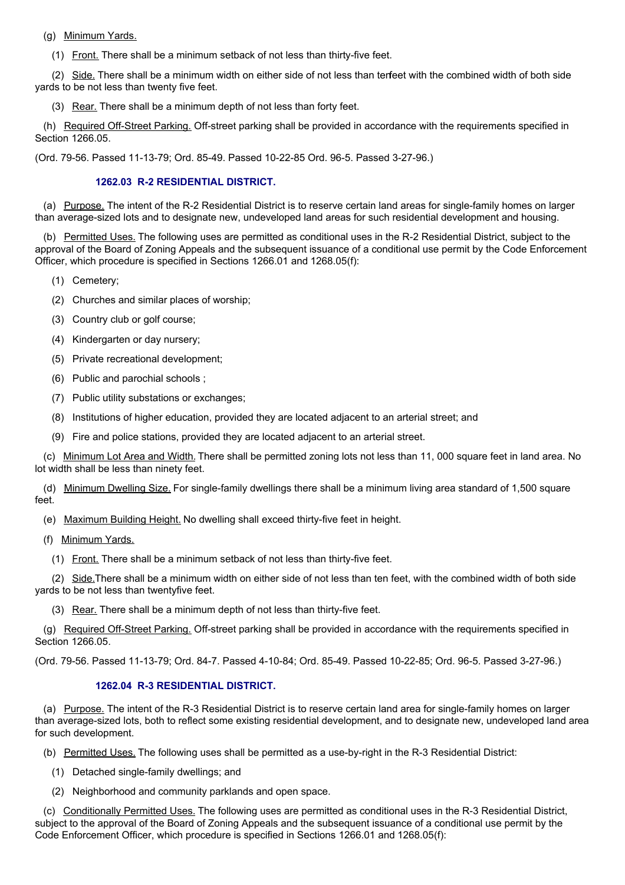(g) Minimum Yards.

(1) Front. There shall be a minimum setback of not less than thirty-five feet.

(2) Side. There shall be a minimum width on either side of not less than tenfeet with the combined width of both side yards to be not less than twenty five feet.

(3) Rear. There shall be a minimum depth of not less than forty feet.

(h) Required Off-Street Parking. Off-street parking shall be provided in accordance with the requirements specified in Section 1266.05.

(Ord. 79-56. Passed 11-13-79; Ord. 85-49. Passed 10-22-85 Ord. 96-5. Passed 3-27-96.)

### 1262.03 R-2 RESIDENTIAL DISTRICT.

(a) Purpose. The intent of the R-2 Residential District is to reserve certain land areas for single-family homes on larger than average-sized lots and to designate new, undeveloped land areas for such residential development and housing.

(b) Permitted Uses. The following uses are permitted as conditional uses in the R-2 Residential District, subject to the approval of the Board of Zoning Appeals and the subsequent issuance of a conditional use permit by the Code Enforcement Officer, which procedure is specified in Sections 1266.01 and 1268.05(f):

(1) Cemetery;

(2) Churches and similar places of worship;

(3) Country club or golf course;

(4) Kindergarten or day nursery;

(5) Private recreational development;

(6) Public and parochial schools ;

(7) Public utility substations or exchanges;

(8) Institutions of higher education, provided they are located adjacent to an arterial street; and

(9) Fire and police stations, provided they are located adjacent to an arterial street.

(c) Minimum Lot Area and Width. There shall be permitted zoning lots not less than 11, 000 square feet in land area. No lot width shall be less than ninety feet.

(d) Minimum Dwelling Size. For single-family dwellings there shall be a minimum living area standard of 1,500 square feet.

(e) Maximum Building Height. No dwelling shall exceed thirty-five feet in height.

(f) Minimum Yards.

(1) Front. There shall be a minimum setback of not less than thirty-five feet.

(2) Side.There shall be a minimum width on either side of not less than ten feet, with the combined width of both side yards to be not less than twentyfive feet.

(3) Rear. There shall be a minimum depth of not less than thirty-five feet.

(g) Required Off-Street Parking. Off-street parking shall be provided in accordance with the requirements specified in Section 1266.05.

(Ord. 79-56. Passed 11-13-79; Ord. 84-7. Passed 4-10-84; Ord. 85-49. Passed 10-22-85; Ord. 96-5. Passed 3-27-96.)

### 1262.04 R-3 RESIDENTIAL DISTRICT.

(a) Purpose. The intent of the R-3 Residential District is to reserve certain land area for single-family homes on larger than average-sized lots, both to reflect some existing residential development, and to designate new, undeveloped land area for such development.

(b) Permitted Uses. The following uses shall be permitted as a use-by-right in the R-3 Residential District:

(1) Detached single-family dwellings; and

(2) Neighborhood and community parklands and open space.

(c) Conditionally Permitted Uses. The following uses are permitted as conditional uses in the R-3 Residential District, subject to the approval of the Board of Zoning Appeals and the subsequent issuance of a conditional use permit by the Code Enforcement Officer, which procedure is specified in Sections 1266.01 and 1268.05(f):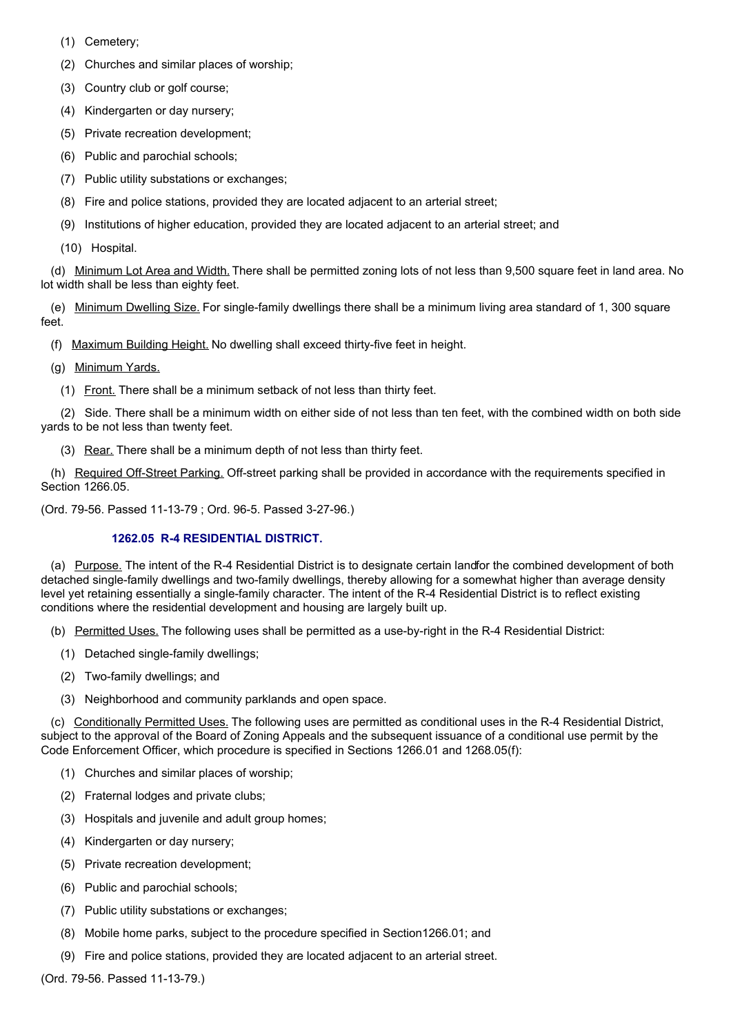(1) Cemetery;

(2) Churches and similar places of worship;

(3) Country club or golf course;

(4) Kindergarten or day nursery;

(5) Private recreation development;

(6) Public and parochial schools;

(7) Public utility substations or exchanges;

(8) Fire and police stations, provided they are located adjacent to an arterial street;

(9) Institutions of higher education, provided they are located adjacent to an arterial street; and

(10) Hospital.

(d) Minimum Lot Area and Width. There shall be permitted zoning lots of not less than 9,500 square feet in land area. No lot width shall be less than eighty feet.

(e) Minimum Dwelling Size. For single-family dwellings there shall be a minimum living area standard of 1, 300 square feet.

(f) Maximum Building Height. No dwelling shall exceed thirty-five feet in height.

(g) Minimum Yards.

(1) Front. There shall be a minimum setback of not less than thirty feet.

(2) Side. There shall be a minimum width on either side of not less than ten feet, with the combined width on both side yards to be not less than twenty feet.

(3) Rear. There shall be a minimum depth of not less than thirty feet.

(h) Required Off-Street Parking. Off-street parking shall be provided in accordance with the requirements specified in Section 1266.05.

(Ord. 79-56. Passed 11-13-79 ; Ord. 96-5. Passed 3-27-96.)

### 1262.05 R-4 RESIDENTIAL DISTRICT.

(a) Purpose. The intent of the R-4 Residential District is to designate certain landfor the combined development of both detached single-family dwellings and two-family dwellings, thereby allowing for a somewhat higher than average density level yet retaining essentially a single-family character. The intent of the R-4 Residential District is to reflect existing conditions where the residential development and housing are largely built up.

(b) Permitted Uses. The following uses shall be permitted as a use-by-right in the R-4 Residential District:

(1) Detached single-family dwellings;

(2) Two-family dwellings; and

(3) Neighborhood and community parklands and open space.

(c) Conditionally Permitted Uses. The following uses are permitted as conditional uses in the R-4 Residential District, subject to the approval of the Board of Zoning Appeals and the subsequent issuance of a conditional use permit by the Code Enforcement Officer, which procedure is specified in Sections 1266.01 and 1268.05(f):

(1) Churches and similar places of worship;

(2) Fraternal lodges and private clubs;

(3) Hospitals and juvenile and adult group homes;

(4) Kindergarten or day nursery;

(5) Private recreation development;

(6) Public and parochial schools;

(7) Public utility substations or exchanges;

(8) Mobile home parks, subject to the procedure specified in Section1266.01; and

(9) Fire and police stations, provided they are located adjacent to an arterial street.

(Ord. 79-56. Passed 11-13-79.)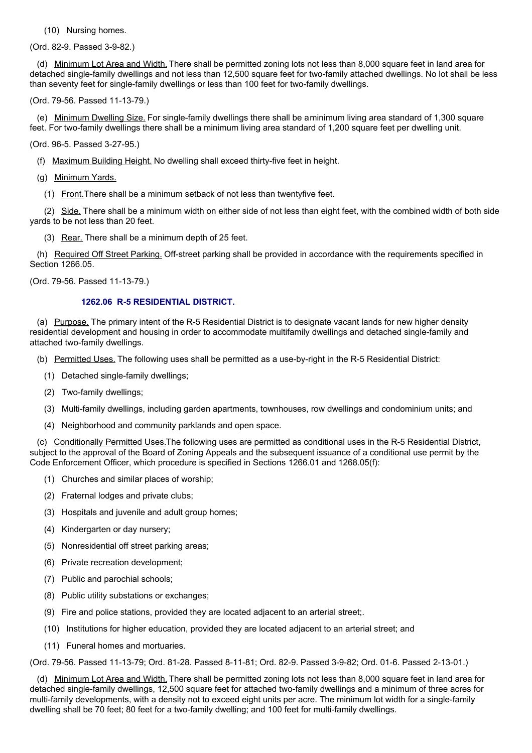(10) Nursing homes.

(Ord. 82-9. Passed 3-9-82.)

(d) Minimum Lot Area and Width. There shall be permitted zoning lots not less than 8,000 square feet in land area for detached single-family dwellings and not less than 12,500 square feet for two-family attached dwellings. No lot shall be less than seventy feet for single-family dwellings or less than 100 feet for two-family dwellings.

(Ord. 79-56. Passed 11-13-79.)

(e) Minimum Dwelling Size. For single-family dwellings there shall be aminimum living area standard of 1,300 square feet. For two-family dwellings there shall be a minimum living area standard of 1,200 square feet per dwelling unit.

(Ord. 96-5. Passed 3-27-95.)

(f) Maximum Building Height. No dwelling shall exceed thirty-five feet in height.

(g) Minimum Yards.

(1) Front.There shall be a minimum setback of not less than twentyfive feet.

(2) Side. There shall be a minimum width on either side of not less than eight feet, with the combined width of both side yards to be not less than 20 feet.

(3) Rear. There shall be a minimum depth of 25 feet.

(h) Required Off Street Parking. Off-street parking shall be provided in accordance with the requirements specified in Section 1266.05.

(Ord. 79-56. Passed 11-13-79.)

### 1262.06 R-5 RESIDENTIAL DISTRICT.

(a) Purpose. The primary intent of the R-5 Residential District is to designate vacant lands for new higher density residential development and housing in order to accommodate multifamily dwellings and detached single-family and attached two-family dwellings.

(b) Permitted Uses. The following uses shall be permitted as a use-by-right in the R-5 Residential District:

(1) Detached single-family dwellings;

(2) Two-family dwellings;

(3) Multi-family dwellings, including garden apartments, townhouses, row dwellings and condominium units; and

(4) Neighborhood and community parklands and open space.

(c) Conditionally Permitted Uses.The following uses are permitted as conditional uses in the R-5 Residential District, subject to the approval of the Board of Zoning Appeals and the subsequent issuance of a conditional use permit by the Code Enforcement Officer, which procedure is specified in Sections 1266.01 and 1268.05(f):

(1) Churches and similar places of worship;

(2) Fraternal lodges and private clubs;

(3) Hospitals and juvenile and adult group homes;

(4) Kindergarten or day nursery;

(5) Nonresidential off street parking areas;

(6) Private recreation development;

(7) Public and parochial schools;

(8) Public utility substations or exchanges;

(9) Fire and police stations, provided they are located adjacent to an arterial street;.

(10) Institutions for higher education, provided they are located adjacent to an arterial street; and

(11) Funeral homes and mortuaries.

(Ord. 79-56. Passed 11-13-79; Ord. 81-28. Passed 8-11-81; Ord. 82-9. Passed 3-9-82; Ord. 01-6. Passed 2-13-01.)

(d) Minimum Lot Area and Width. There shall be permitted zoning lots not less than 8,000 square feet in land area for detached single-family dwellings, 12,500 square feet for attached two-family dwellings and a minimum of three acres for multi-family developments, with a density not to exceed eight units per acre. The minimum lot width for a single-family dwelling shall be 70 feet; 80 feet for a two-family dwelling; and 100 feet for multi-family dwellings.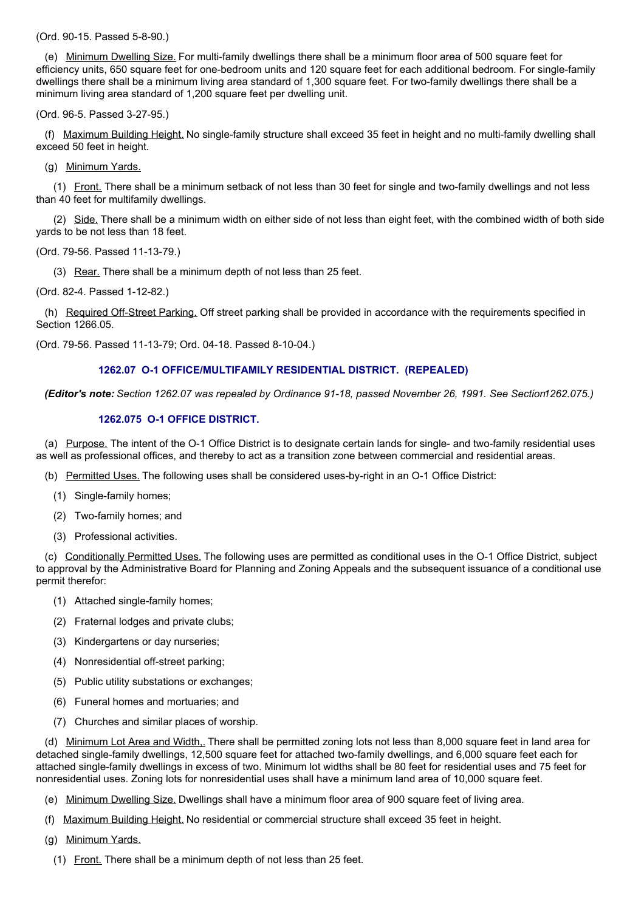(Ord. 90-15. Passed 5-8-90.)

(e) Minimum Dwelling Size. For multi-family dwellings there shall be a minimum floor area of 500 square feet for efficiency units, 650 square feet for one-bedroom units and 120 square feet for each additional bedroom. For single-family dwellings there shall be a minimum living area standard of 1,300 square feet. For two-family dwellings there shall be a minimum living area standard of 1,200 square feet per dwelling unit.

(Ord. 96-5. Passed 3-27-95.)

(f) Maximum Building Height. No single-family structure shall exceed 35 feet in height and no multi-family dwelling shall exceed 50 feet in height.

(g) Minimum Yards.

(1) Front. There shall be a minimum setback of not less than 30 feet for single and two-family dwellings and not less than 40 feet for multifamily dwellings.

(2) Side. There shall be a minimum width on either side of not less than eight feet, with the combined width of both side yards to be not less than 18 feet.

(Ord. 79-56. Passed 11-13-79.)

(3) Rear. There shall be a minimum depth of not less than 25 feet.

(Ord. 82-4. Passed 1-12-82.)

(h) Required Off-Street Parking. Off street parking shall be provided in accordance with the requirements specified in Section 1266.05.

(Ord. 79-56. Passed 11-13-79; Ord. 04-18. Passed 8-10-04.)

### 1262.07 O-1 OFFICE/MULTIFAMILY RESIDENTIAL DISTRICT. (REPEALED)

***(Editor's note:** Section 1262.07 was repealed by Ordinance 91-18, passed November 26, 1991. See Section1262.075.)*

### 1262.075 O-1 OFFICE DISTRICT.

(a) Purpose. The intent of the O-1 Office District is to designate certain lands for single- and two-family residential uses as well as professional offices, and thereby to act as a transition zone between commercial and residential areas.

(b) Permitted Uses. The following uses shall be considered uses-by-right in an O-1 Office District:

(1) Single-family homes;

(2) Two-family homes; and

(3) Professional activities.

(c) Conditionally Permitted Uses. The following uses are permitted as conditional uses in the O-1 Office District, subject to approval by the Administrative Board for Planning and Zoning Appeals and the subsequent issuance of a conditional use permit therefor:

(1) Attached single-family homes;

(2) Fraternal lodges and private clubs;

(3) Kindergartens or day nurseries;

(4) Nonresidential off-street parking;

(5) Public utility substations or exchanges;

(6) Funeral homes and mortuaries; and

(7) Churches and similar places of worship.

(d) Minimum Lot Area and Width,. There shall be permitted zoning lots not less than 8,000 square feet in land area for detached single-family dwellings, 12,500 square feet for attached two-family dwellings, and 6,000 square feet each for attached single-family dwellings in excess of two. Minimum lot widths shall be 80 feet for residential uses and 75 feet for nonresidential uses. Zoning lots for nonresidential uses shall have a minimum land area of 10,000 square feet.

(e) Minimum Dwelling Size. Dwellings shall have a minimum floor area of 900 square feet of living area.

(f) Maximum Building Height. No residential or commercial structure shall exceed 35 feet in height.

(g) Minimum Yards.

(1) Front. There shall be a minimum depth of not less than 25 feet.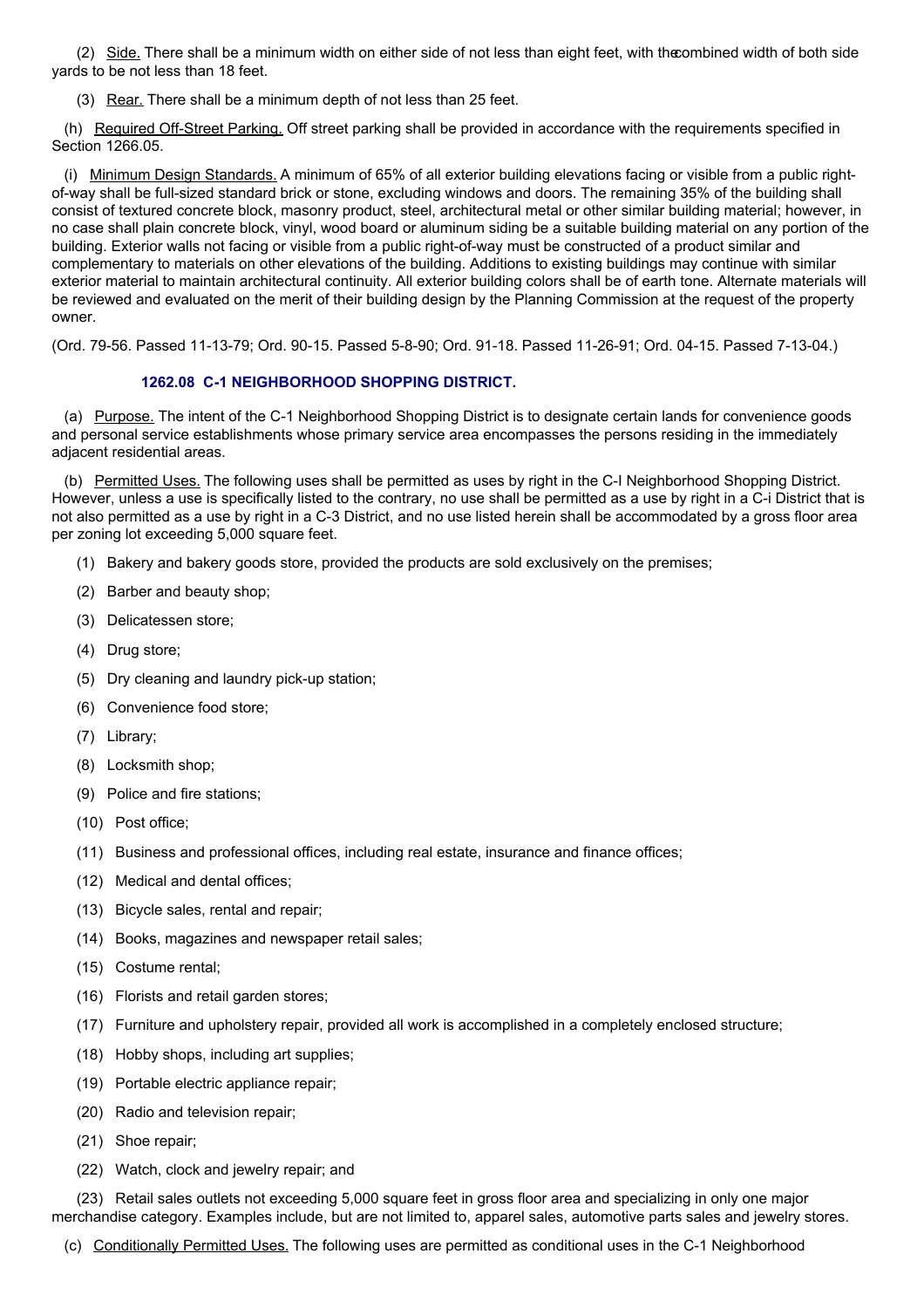(2) Side. There shall be a minimum width on either side of not less than eight feet, with the combined width of both side yards to be not less than 18 feet.

(3) Rear. There shall be a minimum depth of not less than 25 feet.

(h) Required Off-Street Parking. Off street parking shall be provided in accordance with the requirements specified in Section 1266.05.

(i) Minimum Design Standards. A minimum of 65% of all exterior building elevations facing or visible from a public right-of-way shall be full-sized standard brick or stone, excluding windows and doors. The remaining 35% of the building shall consist of textured concrete block, masonry product, steel, architectural metal or other similar building material; however, in no case shall plain concrete block, vinyl, wood board or aluminum siding be a suitable building material on any portion of the building. Exterior walls not facing or visible from a public right-of-way must be constructed of a product similar and complementary to materials on other elevations of the building. Additions to existing buildings may continue with similar exterior material to maintain architectural continuity. All exterior building colors shall be of earth tone. Alternate materials will be reviewed and evaluated on the merit of their building design by the Planning Commission at the request of the property owner.

(Ord. 79-56. Passed 11-13-79; Ord. 90-15. Passed 5-8-90; Ord. 91-18. Passed 11-26-91; Ord. 04-15. Passed 7-13-04.)

### 1262.08 C-1 NEIGHBORHOOD SHOPPING DISTRICT.

(a) Purpose. The intent of the C-1 Neighborhood Shopping District is to designate certain lands for convenience goods and personal service establishments whose primary service area encompasses the persons residing in the immediately adjacent residential areas.

(b) Permitted Uses. The following uses shall be permitted as uses by right in the C-I Neighborhood Shopping District. However, unless a use is specifically listed to the contrary, no use shall be permitted as a use by right in a C-i District that is not also permitted as a use by right in a C-3 District, and no use listed herein shall be accommodated by a gross floor area per zoning lot exceeding 5,000 square feet.

(1) Bakery and bakery goods store, provided the products are sold exclusively on the premises;

(2) Barber and beauty shop;

(3) Delicatessen store;

(4) Drug store;

(5) Dry cleaning and laundry pick-up station;

(6) Convenience food store;

(7) Library;

(8) Locksmith shop;

(9) Police and fire stations;

(10) Post office;

(11) Business and professional offices, including real estate, insurance and finance offices;

(12) Medical and dental offices;

(13) Bicycle sales, rental and repair;

(14) Books, magazines and newspaper retail sales;

(15) Costume rental;

(16) Florists and retail garden stores;

(17) Furniture and upholstery repair, provided all work is accomplished in a completely enclosed structure;

(18) Hobby shops, including art supplies;

(19) Portable electric appliance repair;

(20) Radio and television repair;

(21) Shoe repair;

(22) Watch, clock and jewelry repair; and

(23) Retail sales outlets not exceeding 5,000 square feet in gross floor area and specializing in only one major merchandise category. Examples include, but are not limited to, apparel sales, automotive parts sales and jewelry stores.

(c) Conditionally Permitted Uses. The following uses are permitted as conditional uses in the C-1 Neighborhood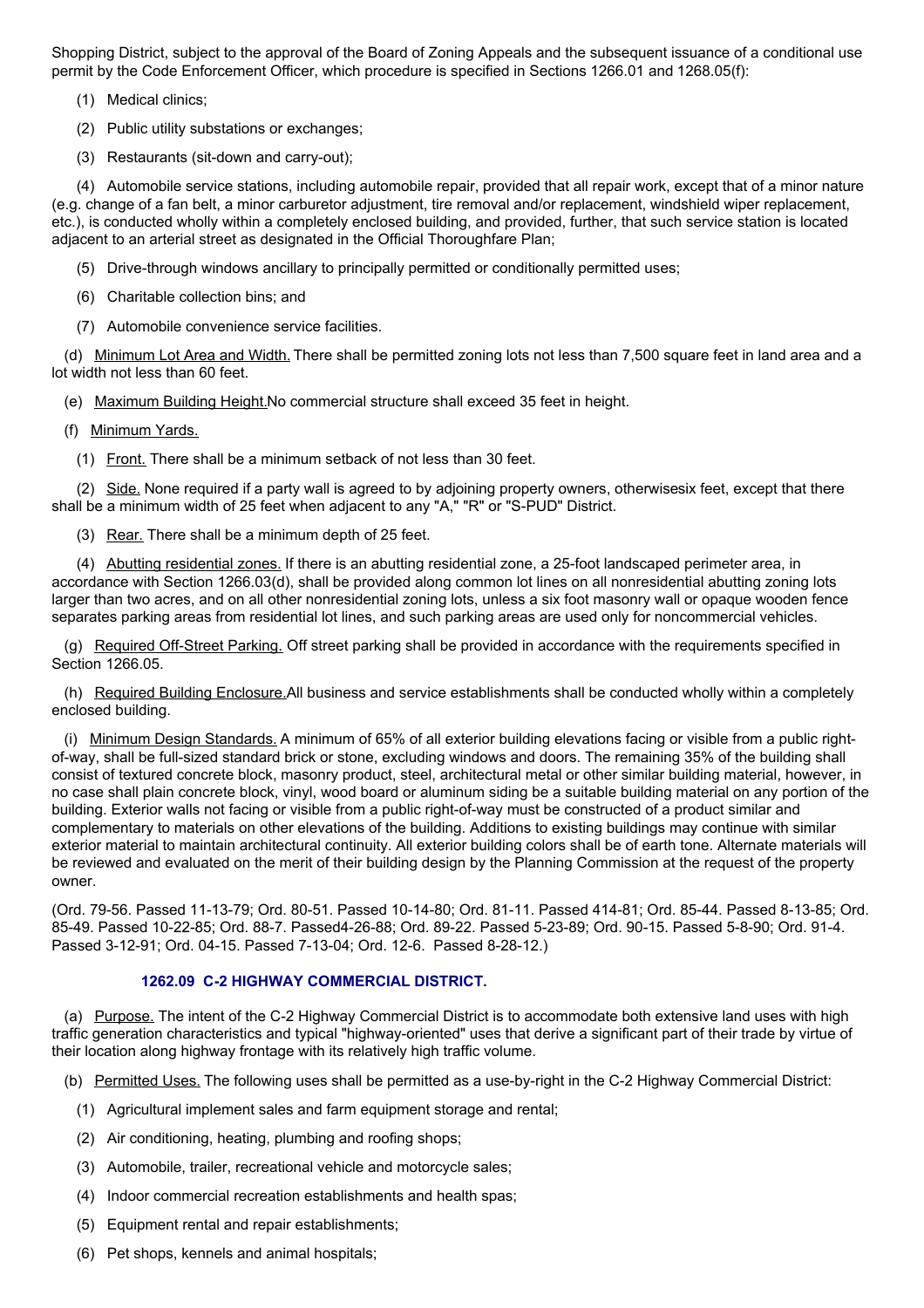Shopping District, subject to the approval of the Board of Zoning Appeals and the subsequent issuance of a conditional use permit by the Code Enforcement Officer, which procedure is specified in Sections 1266.01 and 1268.05(f):

(1) Medical clinics;

(2) Public utility substations or exchanges;

(3) Restaurants (sit-down and carry-out);

(4) Automobile service stations, including automobile repair, provided that all repair work, except that of a minor nature (e.g. change of a fan belt, a minor carburetor adjustment, tire removal and/or replacement, windshield wiper replacement, etc.), is conducted wholly within a completely enclosed building, and provided, further, that such service station is located adjacent to an arterial street as designated in the Official Thoroughfare Plan;

(5) Drive-through windows ancillary to principally permitted or conditionally permitted uses;

(6) Charitable collection bins; and

(7) Automobile convenience service facilities.

(d) Minimum Lot Area and Width. There shall be permitted zoning lots not less than 7,500 square feet in land area and a lot width not less than 60 feet.

(e) Maximum Building Height.No commercial structure shall exceed 35 feet in height.

(f) Minimum Yards.

(1) Front. There shall be a minimum setback of not less than 30 feet.

(2) Side. None required if a party wall is agreed to by adjoining property owners, otherwisesix feet, except that there shall be a minimum width of 25 feet when adjacent to any "A," "R" or "S-PUD" District.

(3) Rear. There shall be a minimum depth of 25 feet.

(4) Abutting residential zones. If there is an abutting residential zone, a 25-foot landscaped perimeter area, in accordance with Section 1266.03(d), shall be provided along common lot lines on all nonresidential abutting zoning lots larger than two acres, and on all other nonresidential zoning lots, unless a six foot masonry wall or opaque wooden fence separates parking areas from residential lot lines, and such parking areas are used only for noncommercial vehicles.

(g) Required Off-Street Parking. Off street parking shall be provided in accordance with the requirements specified in Section 1266.05.

(h) Required Building Enclosure.All business and service establishments shall be conducted wholly within a completely enclosed building.

(i) Minimum Design Standards. A minimum of 65% of all exterior building elevations facing or visible from a public right-of-way, shall be full-sized standard brick or stone, excluding windows and doors. The remaining 35% of the building shall consist of textured concrete block, masonry product, steel, architectural metal or other similar building material, however, in no case shall plain concrete block, vinyl, wood board or aluminum siding be a suitable building material on any portion of the building. Exterior walls not facing or visible from a public right-of-way must be constructed of a product similar and complementary to materials on other elevations of the building. Additions to existing buildings may continue with similar exterior material to maintain architectural continuity. All exterior building colors shall be of earth tone. Alternate materials will be reviewed and evaluated on the merit of their building design by the Planning Commission at the request of the property owner.

(Ord. 79-56. Passed 11-13-79; Ord. 80-51. Passed 10-14-80; Ord. 81-11. Passed 414-81; Ord. 85-44. Passed 8-13-85; Ord. 85-49. Passed 10-22-85; Ord. 88-7. Passed4-26-88; Ord. 89-22. Passed 5-23-89; Ord. 90-15. Passed 5-8-90; Ord. 91-4. Passed 3-12-91; Ord. 04-15. Passed 7-13-04; Ord. 12-6. Passed 8-28-12.)

### 1262.09 C-2 HIGHWAY COMMERCIAL DISTRICT.

(a) Purpose. The intent of the C-2 Highway Commercial District is to accommodate both extensive land uses with high traffic generation characteristics and typical "highway-oriented" uses that derive a significant part of their trade by virtue of their location along highway frontage with its relatively high traffic volume.

(b) Permitted Uses. The following uses shall be permitted as a use-by-right in the C-2 Highway Commercial District:

(1) Agricultural implement sales and farm equipment storage and rental;

(2) Air conditioning, heating, plumbing and roofing shops;

(3) Automobile, trailer, recreational vehicle and motorcycle sales;

(4) Indoor commercial recreation establishments and health spas;

(5) Equipment rental and repair establishments;

(6) Pet shops, kennels and animal hospitals;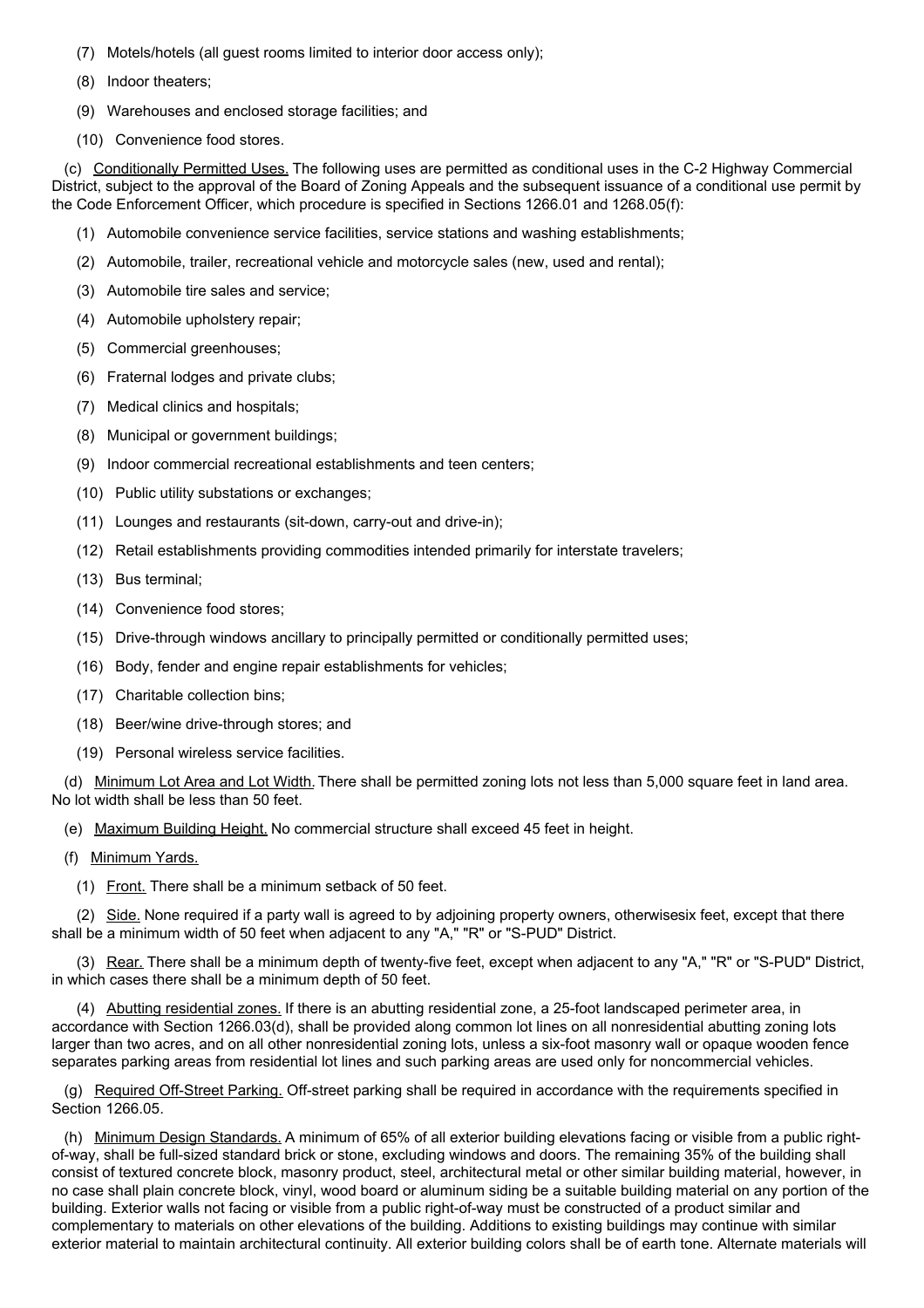(7) Motels/hotels (all guest rooms limited to interior door access only);

(8) Indoor theaters;

(9) Warehouses and enclosed storage facilities; and

(10) Convenience food stores.

(c) Conditionally Permitted Uses. The following uses are permitted as conditional uses in the C-2 Highway Commercial District, subject to the approval of the Board of Zoning Appeals and the subsequent issuance of a conditional use permit by the Code Enforcement Officer, which procedure is specified in Sections 1266.01 and 1268.05(f):

(1) Automobile convenience service facilities, service stations and washing establishments;

(2) Automobile, trailer, recreational vehicle and motorcycle sales (new, used and rental);

(3) Automobile tire sales and service;

(4) Automobile upholstery repair;

(5) Commercial greenhouses;

(6) Fraternal lodges and private clubs;

(7) Medical clinics and hospitals;

(8) Municipal or government buildings;

(9) Indoor commercial recreational establishments and teen centers;

(10) Public utility substations or exchanges;

(11) Lounges and restaurants (sit-down, carry-out and drive-in);

(12) Retail establishments providing commodities intended primarily for interstate travelers;

(13) Bus terminal;

(14) Convenience food stores;

(15) Drive-through windows ancillary to principally permitted or conditionally permitted uses;

(16) Body, fender and engine repair establishments for vehicles;

(17) Charitable collection bins;

(18) Beer/wine drive-through stores; and

(19) Personal wireless service facilities.

(d) Minimum Lot Area and Lot Width. There shall be permitted zoning lots not less than 5,000 square feet in land area. No lot width shall be less than 50 feet.

(e) Maximum Building Height. No commercial structure shall exceed 45 feet in height.

(f) Minimum Yards.

(1) Front. There shall be a minimum setback of 50 feet.

(2) Side. None required if a party wall is agreed to by adjoining property owners, otherwisesix feet, except that there shall be a minimum width of 50 feet when adjacent to any "A," "R" or "S-PUD" District.

(3) Rear. There shall be a minimum depth of twenty-five feet, except when adjacent to any "A," "R" or "S-PUD" District, in which cases there shall be a minimum depth of 50 feet.

(4) Abutting residential zones. If there is an abutting residential zone, a 25-foot landscaped perimeter area, in accordance with Section 1266.03(d), shall be provided along common lot lines on all nonresidential abutting zoning lots larger than two acres, and on all other nonresidential zoning lots, unless a six-foot masonry wall or opaque wooden fence separates parking areas from residential lot lines and such parking areas are used only for noncommercial vehicles.

(g) Required Off-Street Parking. Off-street parking shall be required in accordance with the requirements specified in Section 1266.05.

(h) Minimum Design Standards. A minimum of 65% of all exterior building elevations facing or visible from a public right-of-way, shall be full-sized standard brick or stone, excluding windows and doors. The remaining 35% of the building shall consist of textured concrete block, masonry product, steel, architectural metal or other similar building material, however, in no case shall plain concrete block, vinyl, wood board or aluminum siding be a suitable building material on any portion of the building. Exterior walls not facing or visible from a public right-of-way must be constructed of a product similar and complementary to materials on other elevations of the building. Additions to existing buildings may continue with similar exterior material to maintain architectural continuity. All exterior building colors shall be of earth tone. Alternate materials will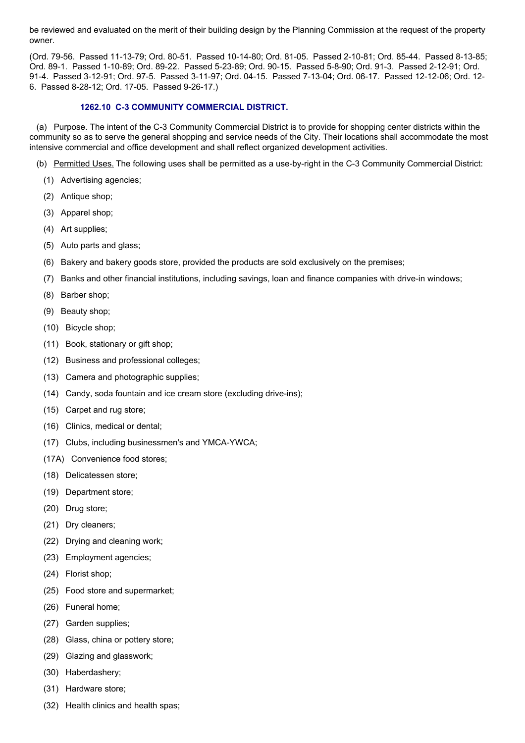be reviewed and evaluated on the merit of their building design by the Planning Commission at the request of the property owner.

(Ord. 79-56. Passed 11-13-79; Ord. 80-51. Passed 10-14-80; Ord. 81-05. Passed 2-10-81; Ord. 85-44. Passed 8-13-85; Ord. 89-1. Passed 1-10-89; Ord. 89-22. Passed 5-23-89; Ord. 90-15. Passed 5-8-90; Ord. 91-3. Passed 2-12-91; Ord. 91-4. Passed 3-12-91; Ord. 97-5. Passed 3-11-97; Ord. 04-15. Passed 7-13-04; Ord. 06-17. Passed 12-12-06; Ord. 12-6. Passed 8-28-12; Ord. 17-05. Passed 9-26-17.)

### 1262.10 C-3 COMMUNITY COMMERCIAL DISTRICT.

(a) Purpose. The intent of the C-3 Community Commercial District is to provide for shopping center districts within the community so as to serve the general shopping and service needs of the City. Their locations shall accommodate the most intensive commercial and office development and shall reflect organized development activities.

(b) Permitted Uses. The following uses shall be permitted as a use-by-right in the C-3 Community Commercial District:

(1) Advertising agencies;

(2) Antique shop;

(3) Apparel shop;

(4) Art supplies;

(5) Auto parts and glass;

(6) Bakery and bakery goods store, provided the products are sold exclusively on the premises;

(7) Banks and other financial institutions, including savings, loan and finance companies with drive-in windows;

(8) Barber shop;

(9) Beauty shop;

(10) Bicycle shop;

(11) Book, stationary or gift shop;

(12) Business and professional colleges;

(13) Camera and photographic supplies;

(14) Candy, soda fountain and ice cream store (excluding drive-ins);

(15) Carpet and rug store;

(16) Clinics, medical or dental;

(17) Clubs, including businessmen's and YMCA-YWCA;

(17A) Convenience food stores;

(18) Delicatessen store;

(19) Department store;

(20) Drug store;

(21) Dry cleaners;

(22) Drying and cleaning work;

(23) Employment agencies;

(24) Florist shop;

(25) Food store and supermarket;

(26) Funeral home;

(27) Garden supplies;

(28) Glass, china or pottery store;

(29) Glazing and glasswork;

(30) Haberdashery;

(31) Hardware store;

(32) Health clinics and health spas;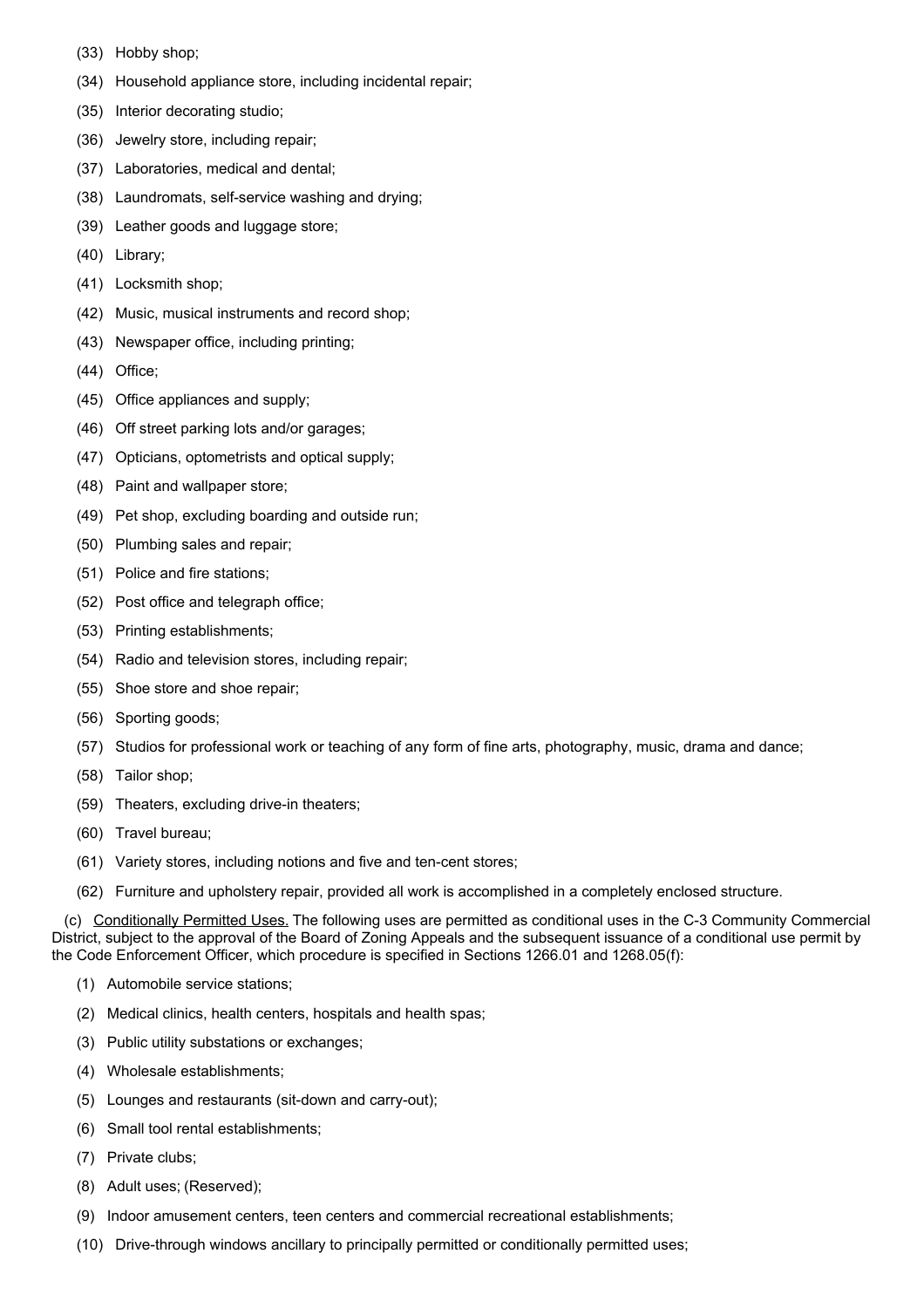(33) Hobby shop;

(34) Household appliance store, including incidental repair;

(35) Interior decorating studio;

(36) Jewelry store, including repair;

(37) Laboratories, medical and dental;

(38) Laundromats, self-service washing and drying;

(39) Leather goods and luggage store;

(40) Library;

(41) Locksmith shop;

(42) Music, musical instruments and record shop;

(43) Newspaper office, including printing;

(44) Office;

(45) Office appliances and supply;

(46) Off street parking lots and/or garages;

(47) Opticians, optometrists and optical supply;

(48) Paint and wallpaper store;

(49) Pet shop, excluding boarding and outside run;

(50) Plumbing sales and repair;

(51) Police and fire stations;

(52) Post office and telegraph office;

(53) Printing establishments;

(54) Radio and television stores, including repair;

(55) Shoe store and shoe repair;

(56) Sporting goods;

(57) Studios for professional work or teaching of any form of fine arts, photography, music, drama and dance;

(58) Tailor shop;

(59) Theaters, excluding drive-in theaters;

(60) Travel bureau;

(61) Variety stores, including notions and five and ten-cent stores;

(62) Furniture and upholstery repair, provided all work is accomplished in a completely enclosed structure.

(c) Conditionally Permitted Uses. The following uses are permitted as conditional uses in the C-3 Community Commercial District, subject to the approval of the Board of Zoning Appeals and the subsequent issuance of a conditional use permit by the Code Enforcement Officer, which procedure is specified in Sections 1266.01 and 1268.05(f):

(1) Automobile service stations;

(2) Medical clinics, health centers, hospitals and health spas;

(3) Public utility substations or exchanges;

(4) Wholesale establishments;

(5) Lounges and restaurants (sit-down and carry-out);

(6) Small tool rental establishments;

(7) Private clubs;

(8) Adult uses; (Reserved);

(9) Indoor amusement centers, teen centers and commercial recreational establishments;

(10) Drive-through windows ancillary to principally permitted or conditionally permitted uses;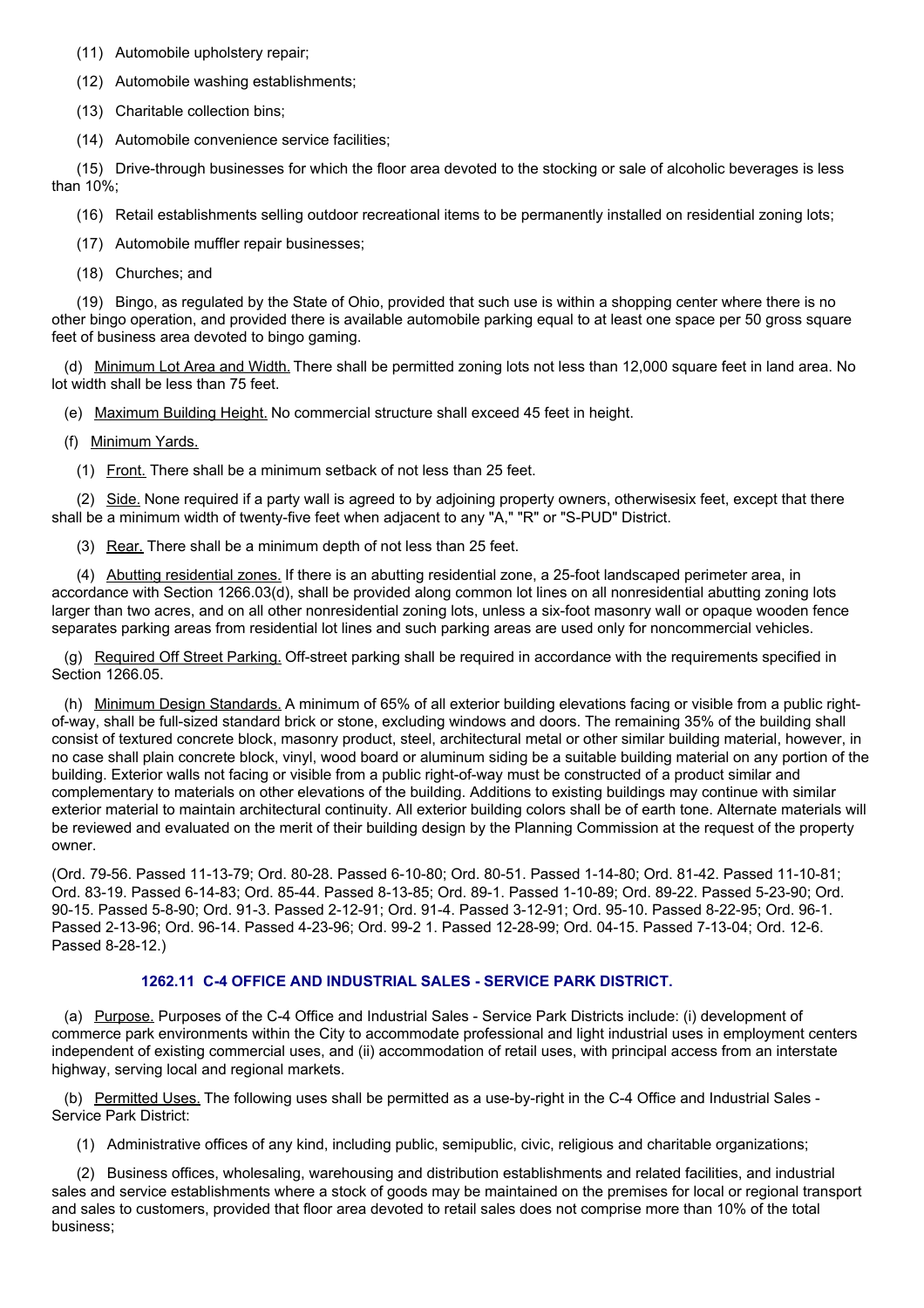(11) Automobile upholstery repair;

(12) Automobile washing establishments;

(13) Charitable collection bins;

(14) Automobile convenience service facilities;

(15) Drive-through businesses for which the floor area devoted to the stocking or sale of alcoholic beverages is less than 10%;

(16) Retail establishments selling outdoor recreational items to be permanently installed on residential zoning lots;

(17) Automobile muffler repair businesses;

(18) Churches; and

(19) Bingo, as regulated by the State of Ohio, provided that such use is within a shopping center where there is no other bingo operation, and provided there is available automobile parking equal to at least one space per 50 gross square feet of business area devoted to bingo gaming.

(d) Minimum Lot Area and Width. There shall be permitted zoning lots not less than 12,000 square feet in land area. No lot width shall be less than 75 feet.

(e) Maximum Building Height. No commercial structure shall exceed 45 feet in height.

(f) Minimum Yards.

(1) Front. There shall be a minimum setback of not less than 25 feet.

(2) Side. None required if a party wall is agreed to by adjoining property owners, otherwisesix feet, except that there shall be a minimum width of twenty-five feet when adjacent to any "A," "R" or "S-PUD" District.

(3) Rear. There shall be a minimum depth of not less than 25 feet.

(4) Abutting residential zones. If there is an abutting residential zone, a 25-foot landscaped perimeter area, in accordance with Section 1266.03(d), shall be provided along common lot lines on all nonresidential abutting zoning lots larger than two acres, and on all other nonresidential zoning lots, unless a six-foot masonry wall or opaque wooden fence separates parking areas from residential lot lines and such parking areas are used only for noncommercial vehicles.

(g) Required Off Street Parking. Off-street parking shall be required in accordance with the requirements specified in Section 1266.05.

(h) Minimum Design Standards. A minimum of 65% of all exterior building elevations facing or visible from a public right-of-way, shall be full-sized standard brick or stone, excluding windows and doors. The remaining 35% of the building shall consist of textured concrete block, masonry product, steel, architectural metal or other similar building material, however, in no case shall plain concrete block, vinyl, wood board or aluminum siding be a suitable building material on any portion of the building. Exterior walls not facing or visible from a public right-of-way must be constructed of a product similar and complementary to materials on other elevations of the building. Additions to existing buildings may continue with similar exterior material to maintain architectural continuity. All exterior building colors shall be of earth tone. Alternate materials will be reviewed and evaluated on the merit of their building design by the Planning Commission at the request of the property owner.

(Ord. 79-56. Passed 11-13-79; Ord. 80-28. Passed 6-10-80; Ord. 80-51. Passed 1-14-80; Ord. 81-42. Passed 11-10-81; Ord. 83-19. Passed 6-14-83; Ord. 85-44. Passed 8-13-85; Ord. 89-1. Passed 1-10-89; Ord. 89-22. Passed 5-23-90; Ord. 90-15. Passed 5-8-90; Ord. 91-3. Passed 2-12-91; Ord. 91-4. Passed 3-12-91; Ord. 95-10. Passed 8-22-95; Ord. 96-1. Passed 2-13-96; Ord. 96-14. Passed 4-23-96; Ord. 99-2 1. Passed 12-28-99; Ord. 04-15. Passed 7-13-04; Ord. 12-6. Passed 8-28-12.)

### 1262.11 C-4 OFFICE AND INDUSTRIAL SALES - SERVICE PARK DISTRICT.

(a) Purpose. Purposes of the C-4 Office and Industrial Sales - Service Park Districts include: (i) development of commerce park environments within the City to accommodate professional and light industrial uses in employment centers independent of existing commercial uses, and (ii) accommodation of retail uses, with principal access from an interstate highway, serving local and regional markets.

(b) Permitted Uses. The following uses shall be permitted as a use-by-right in the C-4 Office and Industrial Sales - Service Park District:

(1) Administrative offices of any kind, including public, semipublic, civic, religious and charitable organizations;

(2) Business offices, wholesaling, warehousing and distribution establishments and related facilities, and industrial sales and service establishments where a stock of goods may be maintained on the premises for local or regional transport and sales to customers, provided that floor area devoted to retail sales does not comprise more than 10% of the total business;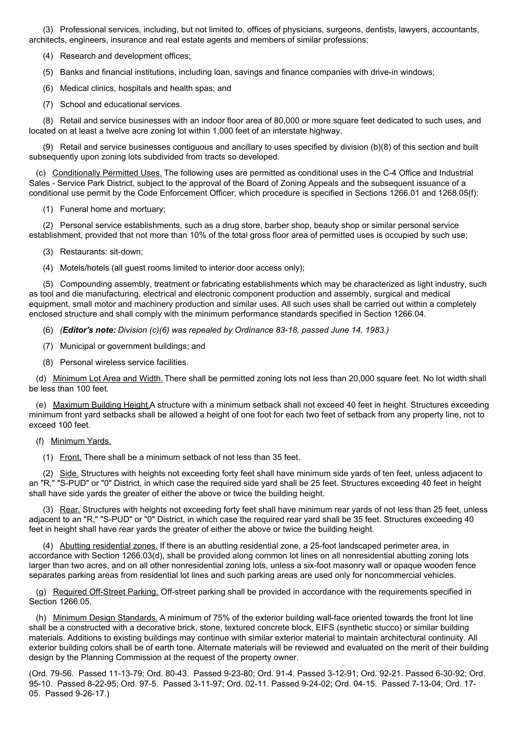(3) Professional services, including, but not limited to, offices of physicians, surgeons, dentists, lawyers, accountants, architects, engineers, insurance and real estate agents and members of similar professions;

(4) Research and development offices;

(5) Banks and financial institutions, including loan, savings and finance companies with drive-in windows;

(6) Medical clinics, hospitals and health spas; and

(7) School and educational services.

(8) Retail and service businesses with an indoor floor area of 80,000 or more square feet dedicated to such uses, and located on at least a twelve acre zoning lot within 1,000 feet of an interstate highway.

(9) Retail and service businesses contiguous and ancillary to uses specified by division (b)(8) of this section and built subsequently upon zoning lots subdivided from tracts so developed.

(c) Conditionally Permitted Uses. The following uses are permitted as conditional uses in the C-4 Office and Industrial Sales - Service Park District, subject to the approval of the Board of Zoning Appeals and the subsequent issuance of a conditional use permit by the Code Enforcement Officer, which procedure is specified in Sections 1266.01 and 1268.05(f):

(1) Funeral home and mortuary;

(2) Personal service establishments, such as a drug store, barber shop, beauty shop or similar personal service establishment, provided that not more than 10% of the total gross floor area of permitted uses is occupied by such use;

(3) Restaurants: sit-down;

(4) Motels/hotels (all guest rooms limited to interior door access only);

(5) Compounding assembly, treatment or fabricating establishments which may be characterized as light industry, such as tool and die manufacturing, electrical and electronic component production and assembly, surgical and medical equipment, small motor and machinery production and similar uses. All such uses shall be carried out within a completely enclosed structure and shall comply with the minimum performance standards specified in Section 1266.04.

(6) *(**Editor's note:** Division (c)(6) was repealed by Ordinance 83-18, passed June 14, 1983.)*

(7) Municipal or government buildings; and

(8) Personal wireless service facilities.

(d) Minimum Lot Area and Width. There shall be permitted zoning lots not less than 20,000 square feet. No lot width shall be less than 100 feet.

(e) Maximum Building Height. A structure with a minimum setback shall not exceed 40 feet in height. Structures exceeding minimum front yard setbacks shall be allowed a height of one foot for each two feet of setback from any property line, not to exceed 100 feet.

(f) Minimum Yards.

(1) Front. There shall be a minimum setback of not less than 35 feet.

(2) Side. Structures with heights not exceeding forty feet shall have minimum side yards of ten feet, unless adjacent to an "R," "S-PUD" or "0" District, in which case the required side yard shall be 25 feet. Structures exceeding 40 feet in height shall have side yards the greater of either the above or twice the building height.

(3) Rear. Structures with heights not exceeding forty feet shall have minimum rear yards of not less than 25 feet, unless adjacent to an "R," "S-PUD" or "0" District, in which case the required rear yard shall be 35 feet. Structures exceeding 40 feet in height shall have rear yards the greater of either the above or twice the building height.

(4) Abutting residential zones. If there is an abutting residential zone, a 25-foot landscaped perimeter area, in accordance with Section 1266.03(d), shall be provided along common lot lines on all nonresidential abutting zoning lots larger than two acres, and on all other nonresidential zoning lots, unless a six-foot masonry wall or opaque wooden fence separates parking areas from residential lot lines and such parking areas are used only for noncommercial vehicles.

(g) Required Off-Street Parking. Off-street parking shall be provided in accordance with the requirements specified in Section 1266.05.

(h) Minimum Design Standards. A minimum of 75% of the exterior building wall-face oriented towards the front lot line shall be a constructed with a decorative brick, stone, textured concrete block, EIFS (synthetic stucco) or similar building materials. Additions to existing buildings may continue with similar exterior material to maintain architectural continuity. All exterior building colors shall be of earth tone. Alternate materials will be reviewed and evaluated on the merit of their building design by the Planning Commission at the request of the property owner.

(Ord. 79-56. Passed 11-13-79; Ord. 80-43. Passed 9-23-80; Ord. 91-4. Passed 3-12-91; Ord. 92-21. Passed 6-30-92; Ord. 95-10. Passed 8-22-95; Ord. 97-5. Passed 3-11-97; Ord. 02-11. Passed 9-24-02; Ord. 04-15. Passed 7-13-04; Ord. 17-05. Passed 9-26-17.)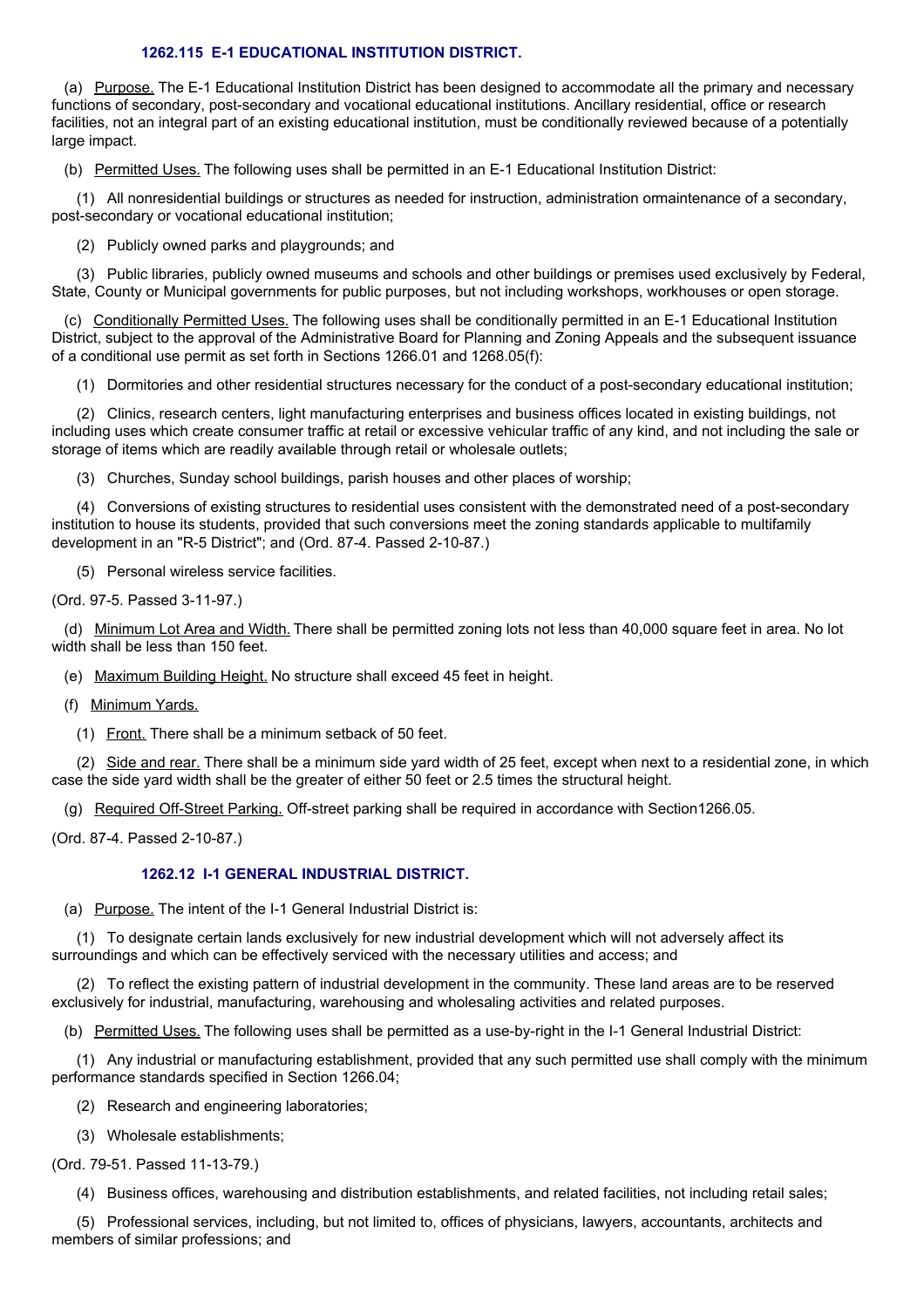### 1262.115 E-1 EDUCATIONAL INSTITUTION DISTRICT.

(a) Purpose. The E-1 Educational Institution District has been designed to accommodate all the primary and necessary functions of secondary, post-secondary and vocational educational institutions. Ancillary residential, office or research facilities, not an integral part of an existing educational institution, must be conditionally reviewed because of a potentially large impact.

(b) Permitted Uses. The following uses shall be permitted in an E-1 Educational Institution District:

(1) All nonresidential buildings or structures as needed for instruction, administration ormaintenance of a secondary, post-secondary or vocational educational institution;

(2) Publicly owned parks and playgrounds; and

(3) Public libraries, publicly owned museums and schools and other buildings or premises used exclusively by Federal, State, County or Municipal governments for public purposes, but not including workshops, workhouses or open storage.

(c) Conditionally Permitted Uses. The following uses shall be conditionally permitted in an E-1 Educational Institution District, subject to the approval of the Administrative Board for Planning and Zoning Appeals and the subsequent issuance of a conditional use permit as set forth in Sections 1266.01 and 1268.05(f):

(1) Dormitories and other residential structures necessary for the conduct of a post-secondary educational institution;

(2) Clinics, research centers, light manufacturing enterprises and business offices located in existing buildings, not including uses which create consumer traffic at retail or excessive vehicular traffic of any kind, and not including the sale or storage of items which are readily available through retail or wholesale outlets;

(3) Churches, Sunday school buildings, parish houses and other places of worship;

(4) Conversions of existing structures to residential uses consistent with the demonstrated need of a post-secondary institution to house its students, provided that such conversions meet the zoning standards applicable to multifamily development in an "R-5 District"; and (Ord. 87-4. Passed 2-10-87.)

(5) Personal wireless service facilities.

(Ord. 97-5. Passed 3-11-97.)

(d) Minimum Lot Area and Width. There shall be permitted zoning lots not less than 40,000 square feet in area. No lot width shall be less than 150 feet.

(e) Maximum Building Height. No structure shall exceed 45 feet in height.

(f) Minimum Yards.

(1) Front. There shall be a minimum setback of 50 feet.

(2) Side and rear. There shall be a minimum side yard width of 25 feet, except when next to a residential zone, in which case the side yard width shall be the greater of either 50 feet or 2.5 times the structural height.

(g) Required Off-Street Parking. Off-street parking shall be required in accordance with Section1266.05.

(Ord. 87-4. Passed 2-10-87.)

### 1262.12 I-1 GENERAL INDUSTRIAL DISTRICT.

(a) Purpose. The intent of the I-1 General Industrial District is:

(1) To designate certain lands exclusively for new industrial development which will not adversely affect its surroundings and which can be effectively serviced with the necessary utilities and access; and

(2) To reflect the existing pattern of industrial development in the community. These land areas are to be reserved exclusively for industrial, manufacturing, warehousing and wholesaling activities and related purposes.

(b) Permitted Uses. The following uses shall be permitted as a use-by-right in the I-1 General Industrial District:

(1) Any industrial or manufacturing establishment, provided that any such permitted use shall comply with the minimum performance standards specified in Section 1266.04;

(2) Research and engineering laboratories;

(3) Wholesale establishments;

(Ord. 79-51. Passed 11-13-79.)

(4) Business offices, warehousing and distribution establishments, and related facilities, not including retail sales;

(5) Professional services, including, but not limited to, offices of physicians, lawyers, accountants, architects and members of similar professions; and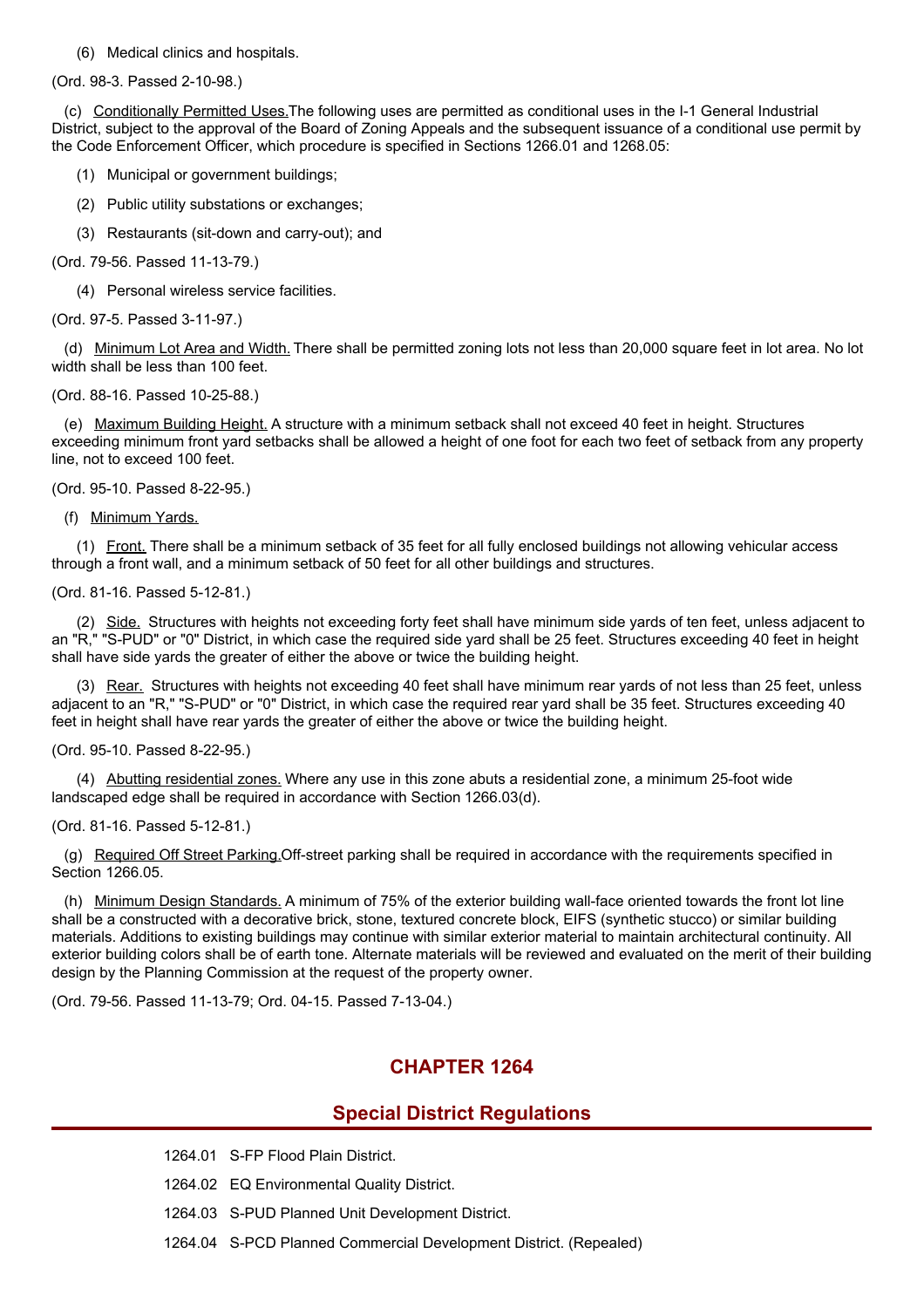(6) Medical clinics and hospitals.

(Ord. 98-3. Passed 2-10-98.)

(c) Conditionally Permitted Uses. The following uses are permitted as conditional uses in the I-1 General Industrial District, subject to the approval of the Board of Zoning Appeals and the subsequent issuance of a conditional use permit by the Code Enforcement Officer, which procedure is specified in Sections 1266.01 and 1268.05:

(1) Municipal or government buildings;

(2) Public utility substations or exchanges;

(3) Restaurants (sit-down and carry-out); and

(Ord. 79-56. Passed 11-13-79.)

(4) Personal wireless service facilities.

(Ord. 97-5. Passed 3-11-97.)

(d) Minimum Lot Area and Width. There shall be permitted zoning lots not less than 20,000 square feet in lot area. No lot width shall be less than 100 feet.

(Ord. 88-16. Passed 10-25-88.)

(e) Maximum Building Height. A structure with a minimum setback shall not exceed 40 feet in height. Structures exceeding minimum front yard setbacks shall be allowed a height of one foot for each two feet of setback from any property line, not to exceed 100 feet.

(Ord. 95-10. Passed 8-22-95.)

(f) Minimum Yards.

(1) Front. There shall be a minimum setback of 35 feet for all fully enclosed buildings not allowing vehicular access through a front wall, and a minimum setback of 50 feet for all other buildings and structures.

(Ord. 81-16. Passed 5-12-81.)

(2) Side. Structures with heights not exceeding forty feet shall have minimum side yards of ten feet, unless adjacent to an "R," "S-PUD" or "0" District, in which case the required side yard shall be 25 feet. Structures exceeding 40 feet in height shall have side yards the greater of either the above or twice the building height.

(3) Rear. Structures with heights not exceeding 40 feet shall have minimum rear yards of not less than 25 feet, unless adjacent to an "R," "S-PUD" or "0" District, in which case the required rear yard shall be 35 feet. Structures exceeding 40 feet in height shall have rear yards the greater of either the above or twice the building height.

(Ord. 95-10. Passed 8-22-95.)

(4) Abutting residential zones. Where any use in this zone abuts a residential zone, a minimum 25-foot wide landscaped edge shall be required in accordance with Section 1266.03(d).

(Ord. 81-16. Passed 5-12-81.)

(g) Required Off Street Parking. Off-street parking shall be required in accordance with the requirements specified in Section 1266.05.

(h) Minimum Design Standards. A minimum of 75% of the exterior building wall-face oriented towards the front lot line shall be a constructed with a decorative brick, stone, textured concrete block, EIFS (synthetic stucco) or similar building materials. Additions to existing buildings may continue with similar exterior material to maintain architectural continuity. All exterior building colors shall be of earth tone. Alternate materials will be reviewed and evaluated on the merit of their building design by the Planning Commission at the request of the property owner.

(Ord. 79-56. Passed 11-13-79; Ord. 04-15. Passed 7-13-04.)

# CHAPTER 1264

## Special District Regulations

1264.01 S-FP Flood Plain District.

1264.02 EQ Environmental Quality District.

1264.03 S-PUD Planned Unit Development District.

1264.04 S-PCD Planned Commercial Development District. (Repealed)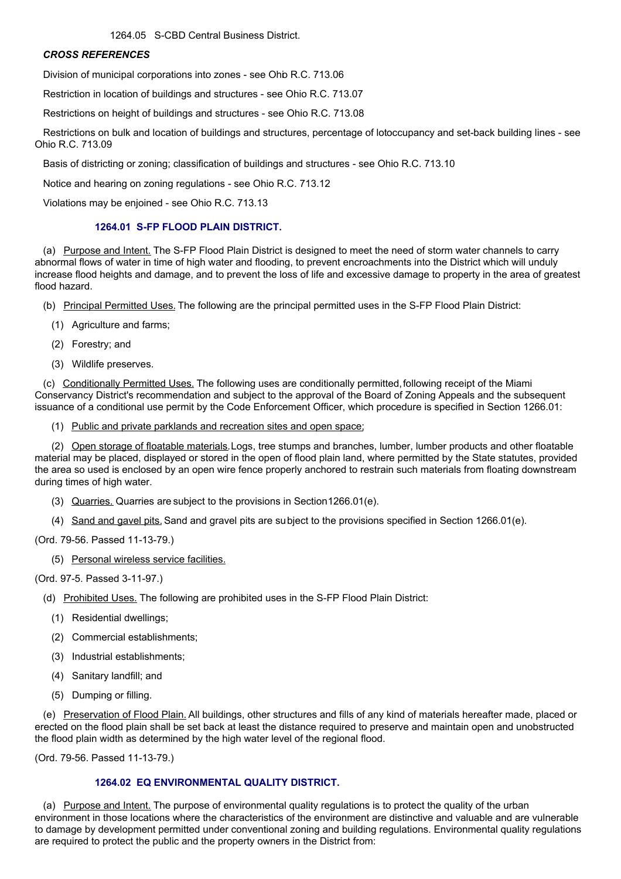1264.05 S-CBD Central Business District.

***CROSS REFERENCES***

Division of municipal corporations into zones - see Ohio R.C. 713.06

Restriction in location of buildings and structures - see Ohio R.C. 713.07

Restrictions on height of buildings and structures - see Ohio R.C. 713.08

Restrictions on bulk and location of buildings and structures, percentage of lotoccupancy and set-back building lines - see Ohio R.C. 713.09

Basis of districting or zoning; classification of buildings and structures - see Ohio R.C. 713.10

Notice and hearing on zoning regulations - see Ohio R.C. 713.12

Violations may be enjoined - see Ohio R.C. 713.13

### 1264.01 S-FP FLOOD PLAIN DISTRICT.

(a) Purpose and Intent. The S-FP Flood Plain District is designed to meet the need of storm water channels to carry abnormal flows of water in time of high water and flooding, to prevent encroachments into the District which will unduly increase flood heights and damage, and to prevent the loss of life and excessive damage to property in the area of greatest flood hazard.

(b) Principal Permitted Uses. The following are the principal permitted uses in the S-FP Flood Plain District:

(1) Agriculture and farms;

(2) Forestry; and

(3) Wildlife preserves.

(c) Conditionally Permitted Uses. The following uses are conditionally permitted, following receipt of the Miami Conservancy District's recommendation and subject to the approval of the Board of Zoning Appeals and the subsequent issuance of a conditional use permit by the Code Enforcement Officer, which procedure is specified in Section 1266.01:

(1) Public and private parklands and recreation sites and open space;

(2) Open storage of floatable materials. Logs, tree stumps and branches, lumber, lumber products and other floatable material may be placed, displayed or stored in the open of flood plain land, where permitted by the State statutes, provided the area so used is enclosed by an open wire fence properly anchored to restrain such materials from floating downstream during times of high water.

(3) Quarries. Quarries are subject to the provisions in Section 1266.01(e).

(4) Sand and gavel pits. Sand and gravel pits are subject to the provisions specified in Section 1266.01(e).

(Ord. 79-56. Passed 11-13-79.)

(5) Personal wireless service facilities.

(Ord. 97-5. Passed 3-11-97.)

(d) Prohibited Uses. The following are prohibited uses in the S-FP Flood Plain District:

(1) Residential dwellings;

(2) Commercial establishments;

(3) Industrial establishments;

(4) Sanitary landfill; and

(5) Dumping or filling.

(e) Preservation of Flood Plain. All buildings, other structures and fills of any kind of materials hereafter made, placed or erected on the flood plain shall be set back at least the distance required to preserve and maintain open and unobstructed the flood plain width as determined by the high water level of the regional flood.

(Ord. 79-56. Passed 11-13-79.)

### 1264.02 EQ ENVIRONMENTAL QUALITY DISTRICT.

(a) Purpose and Intent. The purpose of environmental quality regulations is to protect the quality of the urban environment in those locations where the characteristics of the environment are distinctive and valuable and are vulnerable to damage by development permitted under conventional zoning and building regulations. Environmental quality regulations are required to protect the public and the property owners in the District from: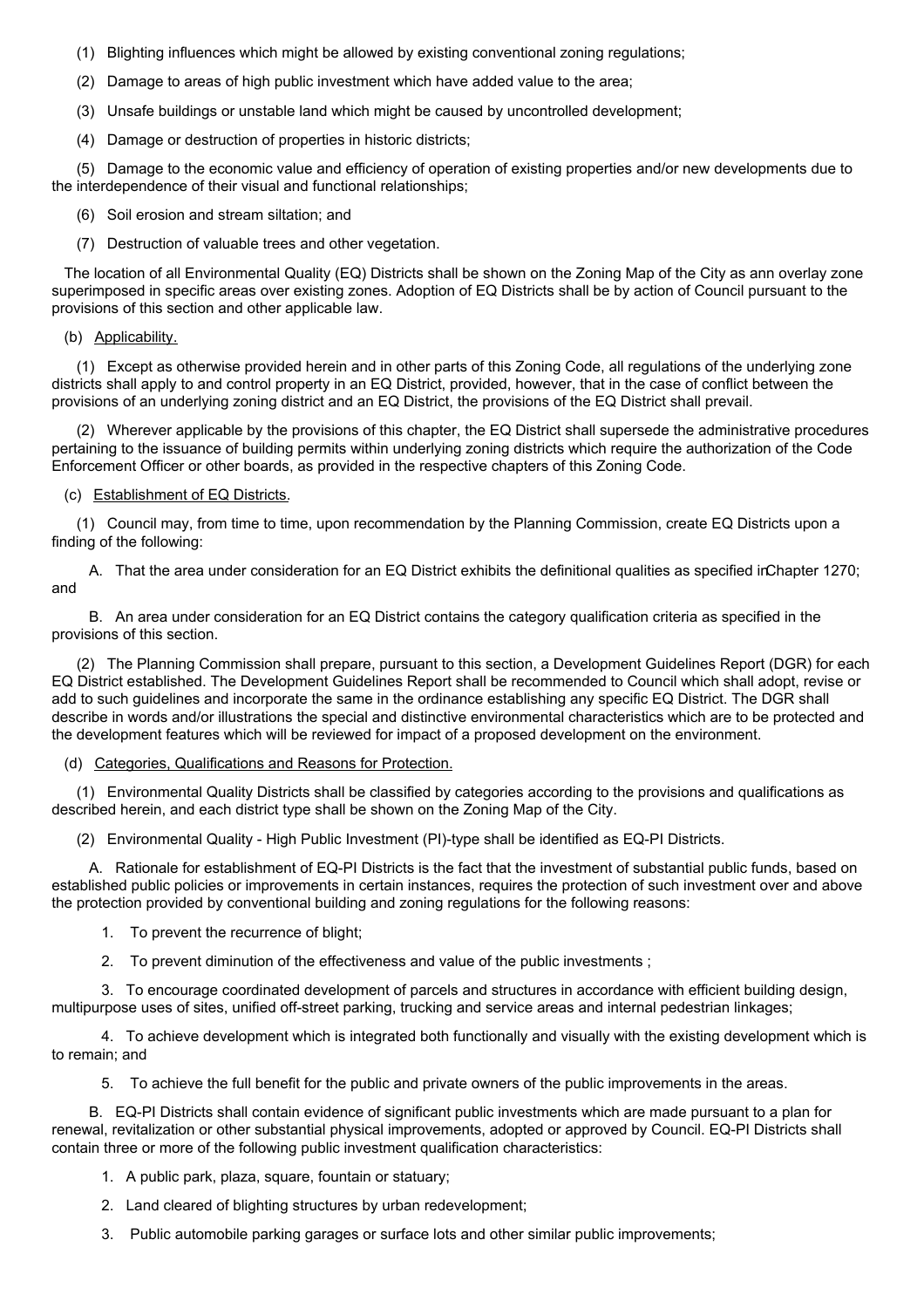(1) Blighting influences which might be allowed by existing conventional zoning regulations;

(2) Damage to areas of high public investment which have added value to the area;

(3) Unsafe buildings or unstable land which might be caused by uncontrolled development;

(4) Damage or destruction of properties in historic districts;

(5) Damage to the economic value and efficiency of operation of existing properties and/or new developments due to the interdependence of their visual and functional relationships;

(6) Soil erosion and stream siltation; and

(7) Destruction of valuable trees and other vegetation.

The location of all Environmental Quality (EQ) Districts shall be shown on the Zoning Map of the City as ann overlay zone superimposed in specific areas over existing zones. Adoption of EQ Districts shall be by action of Council pursuant to the provisions of this section and other applicable law.

(b) Applicability.

(1) Except as otherwise provided herein and in other parts of this Zoning Code, all regulations of the underlying zone districts shall apply to and control property in an EQ District, provided, however, that in the case of conflict between the provisions of an underlying zoning district and an EQ District, the provisions of the EQ District shall prevail.

(2) Wherever applicable by the provisions of this chapter, the EQ District shall supersede the administrative procedures pertaining to the issuance of building permits within underlying zoning districts which require the authorization of the Code Enforcement Officer or other boards, as provided in the respective chapters of this Zoning Code.

(c) Establishment of EQ Districts.

(1) Council may, from time to time, upon recommendation by the Planning Commission, create EQ Districts upon a finding of the following:

A. That the area under consideration for an EQ District exhibits the definitional qualities as specified inChapter 1270; and

B. An area under consideration for an EQ District contains the category qualification criteria as specified in the provisions of this section.

(2) The Planning Commission shall prepare, pursuant to this section, a Development Guidelines Report (DGR) for each EQ District established. The Development Guidelines Report shall be recommended to Council which shall adopt, revise or add to such guidelines and incorporate the same in the ordinance establishing any specific EQ District. The DGR shall describe in words and/or illustrations the special and distinctive environmental characteristics which are to be protected and the development features which will be reviewed for impact of a proposed development on the environment.

(d) Categories, Qualifications and Reasons for Protection.

(1) Environmental Quality Districts shall be classified by categories according to the provisions and qualifications as described herein, and each district type shall be shown on the Zoning Map of the City.

(2) Environmental Quality - High Public Investment (PI)-type shall be identified as EQ-PI Districts.

A. Rationale for establishment of EQ-PI Districts is the fact that the investment of substantial public funds, based on established public policies or improvements in certain instances, requires the protection of such investment over and above the protection provided by conventional building and zoning regulations for the following reasons:

1. To prevent the recurrence of blight;

2. To prevent diminution of the effectiveness and value of the public investments ;

3. To encourage coordinated development of parcels and structures in accordance with efficient building design, multipurpose uses of sites, unified off-street parking, trucking and service areas and internal pedestrian linkages;

4. To achieve development which is integrated both functionally and visually with the existing development which is to remain; and

5. To achieve the full benefit for the public and private owners of the public improvements in the areas.

B. EQ-PI Districts shall contain evidence of significant public investments which are made pursuant to a plan for renewal, revitalization or other substantial physical improvements, adopted or approved by Council. EQ-PI Districts shall contain three or more of the following public investment qualification characteristics:

1. A public park, plaza, square, fountain or statuary;

2. Land cleared of blighting structures by urban redevelopment;

3. Public automobile parking garages or surface lots and other similar public improvements;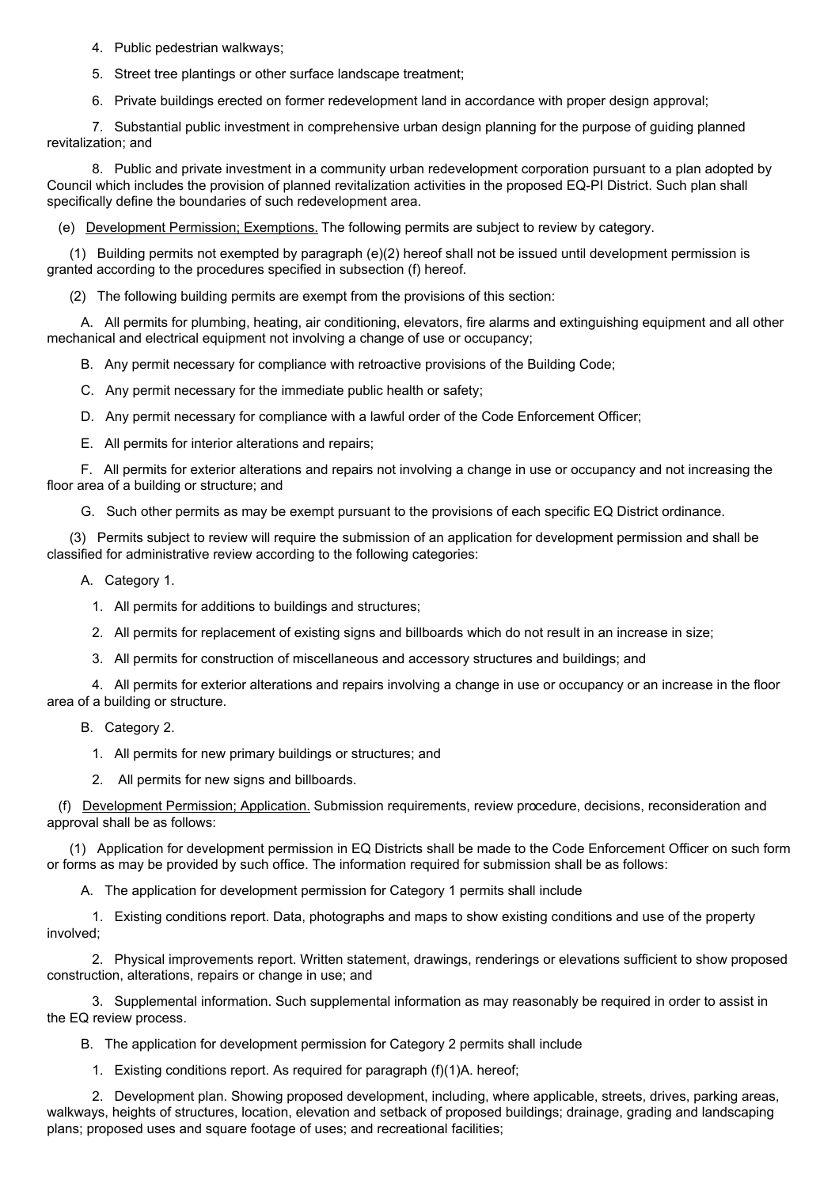4. Public pedestrian walkways;

5. Street tree plantings or other surface landscape treatment;

6. Private buildings erected on former redevelopment land in accordance with proper design approval;

7. Substantial public investment in comprehensive urban design planning for the purpose of guiding planned revitalization; and

8. Public and private investment in a community urban redevelopment corporation pursuant to a plan adopted by Council which includes the provision of planned revitalization activities in the proposed EQ-PI District. Such plan shall specifically define the boundaries of such redevelopment area.

(e) Development Permission; Exemptions. The following permits are subject to review by category.

(1) Building permits not exempted by paragraph (e)(2) hereof shall not be issued until development permission is granted according to the procedures specified in subsection (f) hereof.

(2) The following building permits are exempt from the provisions of this section:

A. All permits for plumbing, heating, air conditioning, elevators, fire alarms and extinguishing equipment and all other mechanical and electrical equipment not involving a change of use or occupancy;

B. Any permit necessary for compliance with retroactive provisions of the Building Code;

C. Any permit necessary for the immediate public health or safety;

D. Any permit necessary for compliance with a lawful order of the Code Enforcement Officer;

E. All permits for interior alterations and repairs;

F. All permits for exterior alterations and repairs not involving a change in use or occupancy and not increasing the floor area of a building or structure; and

G. Such other permits as may be exempt pursuant to the provisions of each specific EQ District ordinance.

(3) Permits subject to review will require the submission of an application for development permission and shall be classified for administrative review according to the following categories:

A. Category 1.

1. All permits for additions to buildings and structures;

2. All permits for replacement of existing signs and billboards which do not result in an increase in size;

3. All permits for construction of miscellaneous and accessory structures and buildings; and

4. All permits for exterior alterations and repairs involving a change in use or occupancy or an increase in the floor area of a building or structure.

B. Category 2.

1. All permits for new primary buildings or structures; and

2. All permits for new signs and billboards.

(f) Development Permission; Application. Submission requirements, review procedure, decisions, reconsideration and approval shall be as follows:

(1) Application for development permission in EQ Districts shall be made to the Code Enforcement Officer on such form or forms as may be provided by such office. The information required for submission shall be as follows:

A. The application for development permission for Category 1 permits shall include

1. Existing conditions report. Data, photographs and maps to show existing conditions and use of the property involved;

2. Physical improvements report. Written statement, drawings, renderings or elevations sufficient to show proposed construction, alterations, repairs or change in use; and

3. Supplemental information. Such supplemental information as may reasonably be required in order to assist in the EQ review process.

B. The application for development permission for Category 2 permits shall include

1. Existing conditions report. As required for paragraph (f)(1)A. hereof;

2. Development plan. Showing proposed development, including, where applicable, streets, drives, parking areas, walkways, heights of structures, location, elevation and setback of proposed buildings; drainage, grading and landscaping plans; proposed uses and square footage of uses; and recreational facilities;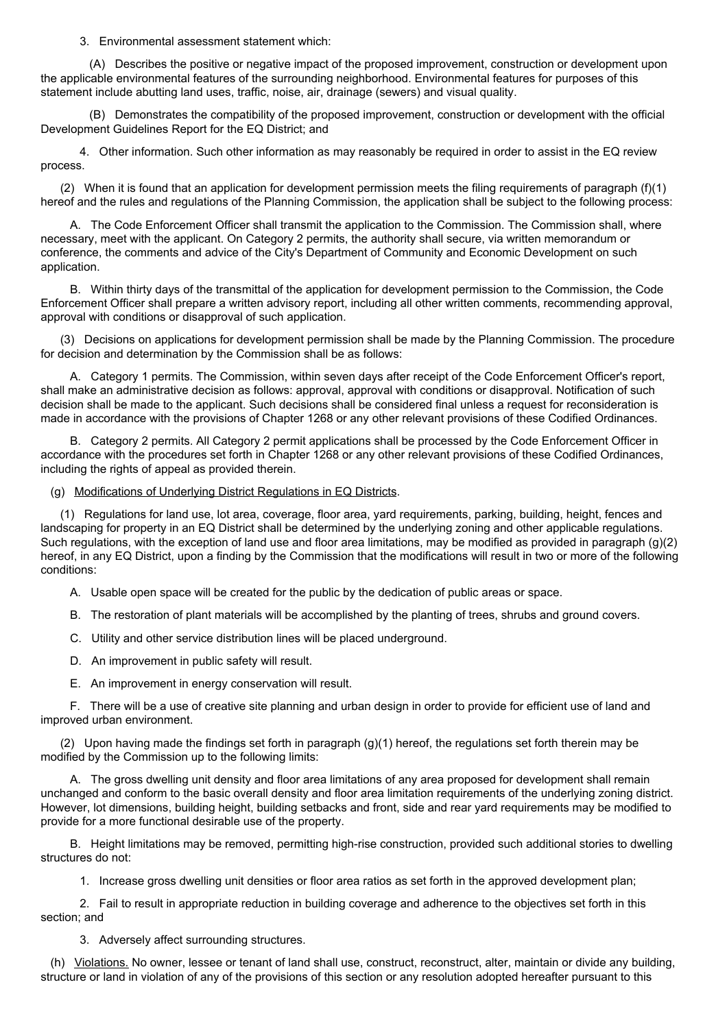3. Environmental assessment statement which:

(A) Describes the positive or negative impact of the proposed improvement, construction or development upon the applicable environmental features of the surrounding neighborhood. Environmental features for purposes of this statement include abutting land uses, traffic, noise, air, drainage (sewers) and visual quality.

(B) Demonstrates the compatibility of the proposed improvement, construction or development with the official Development Guidelines Report for the EQ District; and

4. Other information. Such other information as may reasonably be required in order to assist in the EQ review process.

(2) When it is found that an application for development permission meets the filing requirements of paragraph (f)(1) hereof and the rules and regulations of the Planning Commission, the application shall be subject to the following process:

A. The Code Enforcement Officer shall transmit the application to the Commission. The Commission shall, where necessary, meet with the applicant. On Category 2 permits, the authority shall secure, via written memorandum or conference, the comments and advice of the City's Department of Community and Economic Development on such application.

B. Within thirty days of the transmittal of the application for development permission to the Commission, the Code Enforcement Officer shall prepare a written advisory report, including all other written comments, recommending approval, approval with conditions or disapproval of such application.

(3) Decisions on applications for development permission shall be made by the Planning Commission. The procedure for decision and determination by the Commission shall be as follows:

A. Category 1 permits. The Commission, within seven days after receipt of the Code Enforcement Officer's report, shall make an administrative decision as follows: approval, approval with conditions or disapproval. Notification of such decision shall be made to the applicant. Such decisions shall be considered final unless a request for reconsideration is made in accordance with the provisions of Chapter 1268 or any other relevant provisions of these Codified Ordinances.

B. Category 2 permits. All Category 2 permit applications shall be processed by the Code Enforcement Officer in accordance with the procedures set forth in Chapter 1268 or any other relevant provisions of these Codified Ordinances, including the rights of appeal as provided therein.

(g) Modifications of Underlying District Regulations in EQ Districts.

(1) Regulations for land use, lot area, coverage, floor area, yard requirements, parking, building, height, fences and landscaping for property in an EQ District shall be determined by the underlying zoning and other applicable regulations. Such regulations, with the exception of land use and floor area limitations, may be modified as provided in paragraph (g)(2) hereof, in any EQ District, upon a finding by the Commission that the modifications will result in two or more of the following conditions:

A. Usable open space will be created for the public by the dedication of public areas or space.

B. The restoration of plant materials will be accomplished by the planting of trees, shrubs and ground covers.

C. Utility and other service distribution lines will be placed underground.

D. An improvement in public safety will result.

E. An improvement in energy conservation will result.

F. There will be a use of creative site planning and urban design in order to provide for efficient use of land and improved urban environment.

(2) Upon having made the findings set forth in paragraph (g)(1) hereof, the regulations set forth therein may be modified by the Commission up to the following limits:

A. The gross dwelling unit density and floor area limitations of any area proposed for development shall remain unchanged and conform to the basic overall density and floor area limitation requirements of the underlying zoning district. However, lot dimensions, building height, building setbacks and front, side and rear yard requirements may be modified to provide for a more functional desirable use of the property.

B. Height limitations may be removed, permitting high-rise construction, provided such additional stories to dwelling structures do not:

1. Increase gross dwelling unit densities or floor area ratios as set forth in the approved development plan;

2. Fail to result in appropriate reduction in building coverage and adherence to the objectives set forth in this section; and

3. Adversely affect surrounding structures.

(h) Violations. No owner, lessee or tenant of land shall use, construct, reconstruct, alter, maintain or divide any building, structure or land in violation of any of the provisions of this section or any resolution adopted hereafter pursuant to this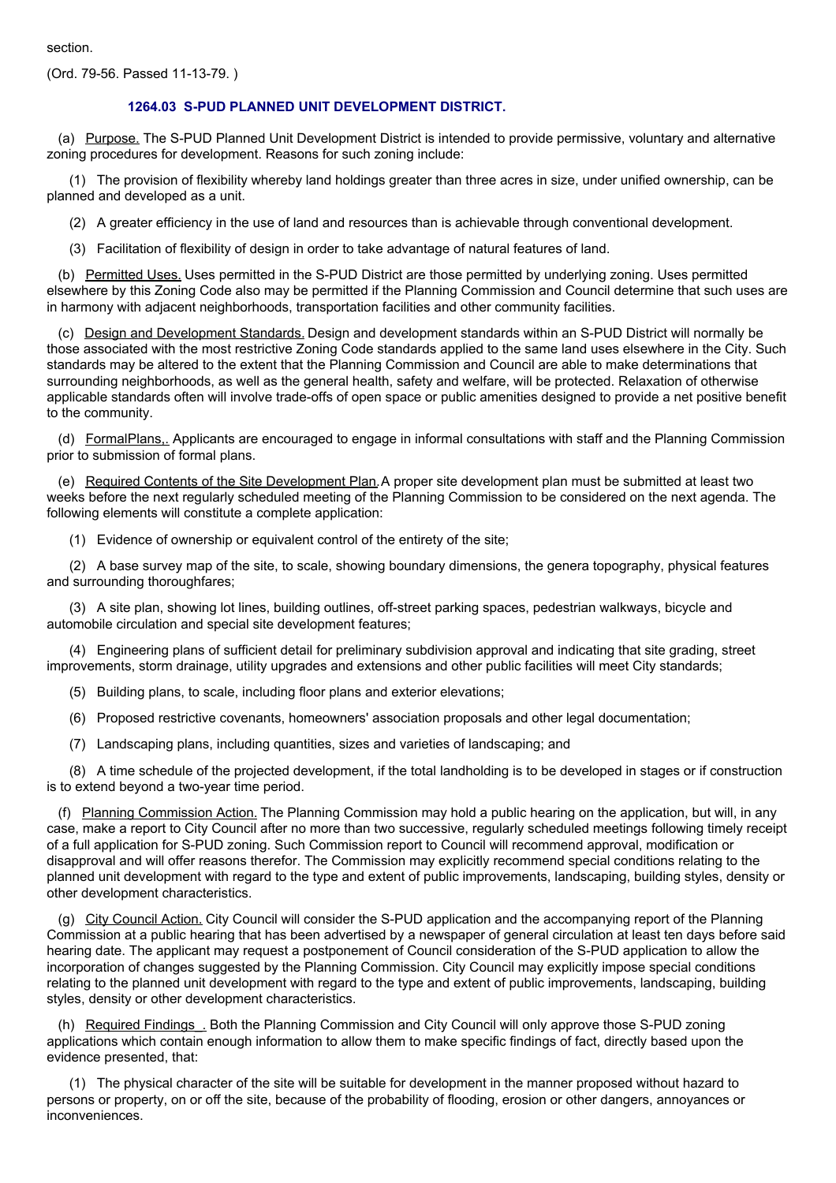section.

(Ord. 79-56. Passed 11-13-79. )

### 1264.03 S-PUD PLANNED UNIT DEVELOPMENT DISTRICT.

(a) Purpose. The S-PUD Planned Unit Development District is intended to provide permissive, voluntary and alternative zoning procedures for development. Reasons for such zoning include:

(1) The provision of flexibility whereby land holdings greater than three acres in size, under unified ownership, can be planned and developed as a unit.

(2) A greater efficiency in the use of land and resources than is achievable through conventional development.

(3) Facilitation of flexibility of design in order to take advantage of natural features of land.

(b) Permitted Uses. Uses permitted in the S-PUD District are those permitted by underlying zoning. Uses permitted elsewhere by this Zoning Code also may be permitted if the Planning Commission and Council determine that such uses are in harmony with adjacent neighborhoods, transportation facilities and other community facilities.

(c) Design and Development Standards. Design and development standards within an S-PUD District will normally be those associated with the most restrictive Zoning Code standards applied to the same land uses elsewhere in the City. Such standards may be altered to the extent that the Planning Commission and Council are able to make determinations that surrounding neighborhoods, as well as the general health, safety and welfare, will be protected. Relaxation of otherwise applicable standards often will involve trade-offs of open space or public amenities designed to provide a net positive benefit to the community.

(d) FormalPlans,. Applicants are encouraged to engage in informal consultations with staff and the Planning Commission prior to submission of formal plans.

(e) Required Contents of the Site Development Plan. A proper site development plan must be submitted at least two weeks before the next regularly scheduled meeting of the Planning Commission to be considered on the next agenda. The following elements will constitute a complete application:

(1) Evidence of ownership or equivalent control of the entirety of the site;

(2) A base survey map of the site, to scale, showing boundary dimensions, the genera topography, physical features and surrounding thoroughfares;

(3) A site plan, showing lot lines, building outlines, off-street parking spaces, pedestrian walkways, bicycle and automobile circulation and special site development features;

(4) Engineering plans of sufficient detail for preliminary subdivision approval and indicating that site grading, street improvements, storm drainage, utility upgrades and extensions and other public facilities will meet City standards;

(5) Building plans, to scale, including floor plans and exterior elevations;

(6) Proposed restrictive covenants, homeowners' association proposals and other legal documentation;

(7) Landscaping plans, including quantities, sizes and varieties of landscaping; and

(8) A time schedule of the projected development, if the total landholding is to be developed in stages or if construction is to extend beyond a two-year time period.

(f) Planning Commission Action. The Planning Commission may hold a public hearing on the application, but will, in any case, make a report to City Council after no more than two successive, regularly scheduled meetings following timely receipt of a full application for S-PUD zoning. Such Commission report to Council will recommend approval, modification or disapproval and will offer reasons therefor. The Commission may explicitly recommend special conditions relating to the planned unit development with regard to the type and extent of public improvements, landscaping, building styles, density or other development characteristics.

(g) City Council Action. City Council will consider the S-PUD application and the accompanying report of the Planning Commission at a public hearing that has been advertised by a newspaper of general circulation at least ten days before said hearing date. The applicant may request a postponement of Council consideration of the S-PUD application to allow the incorporation of changes suggested by the Planning Commission. City Council may explicitly impose special conditions relating to the planned unit development with regard to the type and extent of public improvements, landscaping, building styles, density or other development characteristics.

(h) Required Findings . Both the Planning Commission and City Council will only approve those S-PUD zoning applications which contain enough information to allow them to make specific findings of fact, directly based upon the evidence presented, that:

(1) The physical character of the site will be suitable for development in the manner proposed without hazard to persons or property, on or off the site, because of the probability of flooding, erosion or other dangers, annoyances or inconveniences.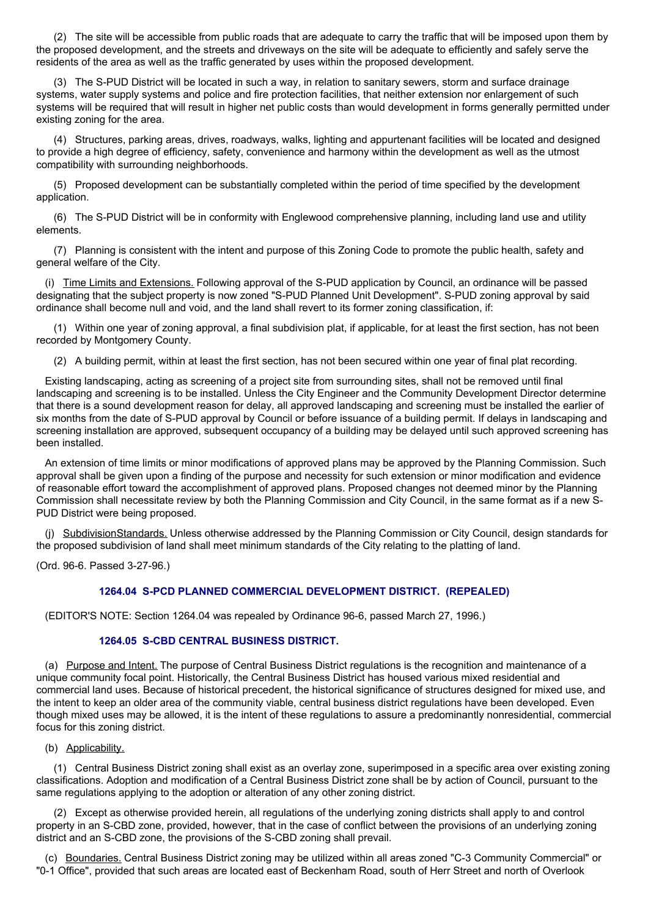(2) The site will be accessible from public roads that are adequate to carry the traffic that will be imposed upon them by the proposed development, and the streets and driveways on the site will be adequate to efficiently and safely serve the residents of the area as well as the traffic generated by uses within the proposed development.

(3) The S-PUD District will be located in such a way, in relation to sanitary sewers, storm and surface drainage systems, water supply systems and police and fire protection facilities, that neither extension nor enlargement of such systems will be required that will result in higher net public costs than would development in forms generally permitted under existing zoning for the area.

(4) Structures, parking areas, drives, roadways, walks, lighting and appurtenant facilities will be located and designed to provide a high degree of efficiency, safety, convenience and harmony within the development as well as the utmost compatibility with surrounding neighborhoods.

(5) Proposed development can be substantially completed within the period of time specified by the development application.

(6) The S-PUD District will be in conformity with Englewood comprehensive planning, including land use and utility elements.

(7) Planning is consistent with the intent and purpose of this Zoning Code to promote the public health, safety and general welfare of the City.

(i) Time Limits and Extensions. Following approval of the S-PUD application by Council, an ordinance will be passed designating that the subject property is now zoned "S-PUD Planned Unit Development". S-PUD zoning approval by said ordinance shall become null and void, and the land shall revert to its former zoning classification, if:

(1) Within one year of zoning approval, a final subdivision plat, if applicable, for at least the first section, has not been recorded by Montgomery County.

(2) A building permit, within at least the first section, has not been secured within one year of final plat recording.

Existing landscaping, acting as screening of a project site from surrounding sites, shall not be removed until final landscaping and screening is to be installed. Unless the City Engineer and the Community Development Director determine that there is a sound development reason for delay, all approved landscaping and screening must be installed the earlier of six months from the date of S-PUD approval by Council or before issuance of a building permit. If delays in landscaping and screening installation are approved, subsequent occupancy of a building may be delayed until such approved screening has been installed.

An extension of time limits or minor modifications of approved plans may be approved by the Planning Commission. Such approval shall be given upon a finding of the purpose and necessity for such extension or minor modification and evidence of reasonable effort toward the accomplishment of approved plans. Proposed changes not deemed minor by the Planning Commission shall necessitate review by both the Planning Commission and City Council, in the same format as if a new S-PUD District were being proposed.

(j) SubdivisionStandards. Unless otherwise addressed by the Planning Commission or City Council, design standards for the proposed subdivision of land shall meet minimum standards of the City relating to the platting of land.

(Ord. 96-6. Passed 3-27-96.)

### 1264.04 S-PCD PLANNED COMMERCIAL DEVELOPMENT DISTRICT. (REPEALED)

(EDITOR'S NOTE: Section 1264.04 was repealed by Ordinance 96-6, passed March 27, 1996.)

### 1264.05 S-CBD CENTRAL BUSINESS DISTRICT.

(a) Purpose and Intent. The purpose of Central Business District regulations is the recognition and maintenance of a unique community focal point. Historically, the Central Business District has housed various mixed residential and commercial land uses. Because of historical precedent, the historical significance of structures designed for mixed use, and the intent to keep an older area of the community viable, central business district regulations have been developed. Even though mixed uses may be allowed, it is the intent of these regulations to assure a predominantly nonresidential, commercial focus for this zoning district.

(b) Applicability.

(1) Central Business District zoning shall exist as an overlay zone, superimposed in a specific area over existing zoning classifications. Adoption and modification of a Central Business District zone shall be by action of Council, pursuant to the same regulations applying to the adoption or alteration of any other zoning district.

(2) Except as otherwise provided herein, all regulations of the underlying zoning districts shall apply to and control property in an S-CBD zone, provided, however, that in the case of conflict between the provisions of an underlying zoning district and an S-CBD zone, the provisions of the S-CBD zoning shall prevail.

(c) Boundaries. Central Business District zoning may be utilized within all areas zoned "C-3 Community Commercial" or "0-1 Office", provided that such areas are located east of Beckenham Road, south of Herr Street and north of Overlook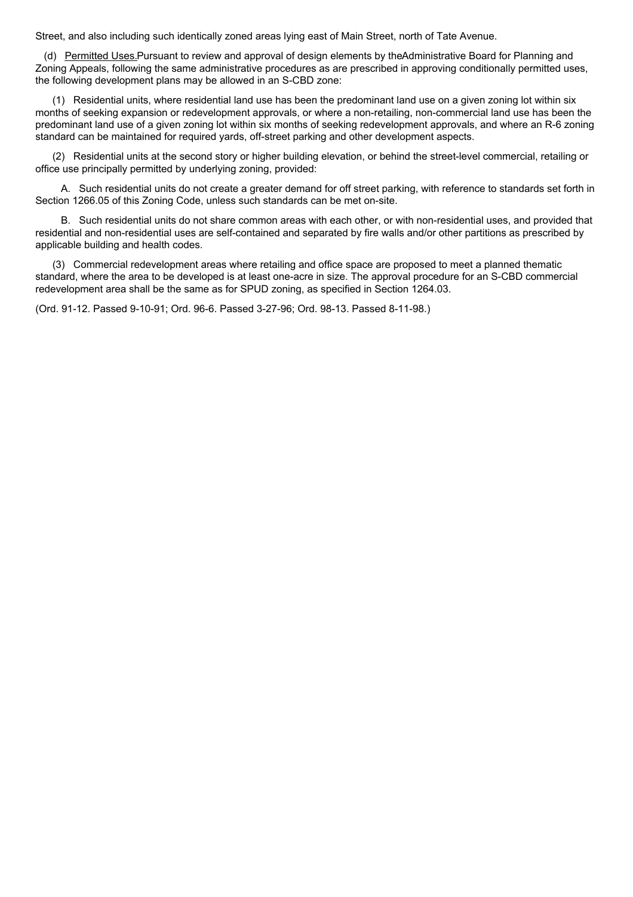Street, and also including such identically zoned areas lying east of Main Street, north of Tate Avenue.

(d) Permitted Uses. Pursuant to review and approval of design elements by the Administrative Board for Planning and Zoning Appeals, following the same administrative procedures as are prescribed in approving conditionally permitted uses, the following development plans may be allowed in an S-CBD zone:

(1) Residential units, where residential land use has been the predominant land use on a given zoning lot within six months of seeking expansion or redevelopment approvals, or where a non-retailing, non-commercial land use has been the predominant land use of a given zoning lot within six months of seeking redevelopment approvals, and where an R-6 zoning standard can be maintained for required yards, off-street parking and other development aspects.

(2) Residential units at the second story or higher building elevation, or behind the street-level commercial, retailing or office use principally permitted by underlying zoning, provided:

A. Such residential units do not create a greater demand for off street parking, with reference to standards set forth in Section 1266.05 of this Zoning Code, unless such standards can be met on-site.

B. Such residential units do not share common areas with each other, or with non-residential uses, and provided that residential and non-residential uses are self-contained and separated by fire walls and/or other partitions as prescribed by applicable building and health codes.

(3) Commercial redevelopment areas where retailing and office space are proposed to meet a planned thematic standard, where the area to be developed is at least one-acre in size. The approval procedure for an S-CBD commercial redevelopment area shall be the same as for SPUD zoning, as specified in Section 1264.03.

(Ord. 91-12. Passed 9-10-91; Ord. 96-6. Passed 3-27-96; Ord. 98-13. Passed 8-11-98.)